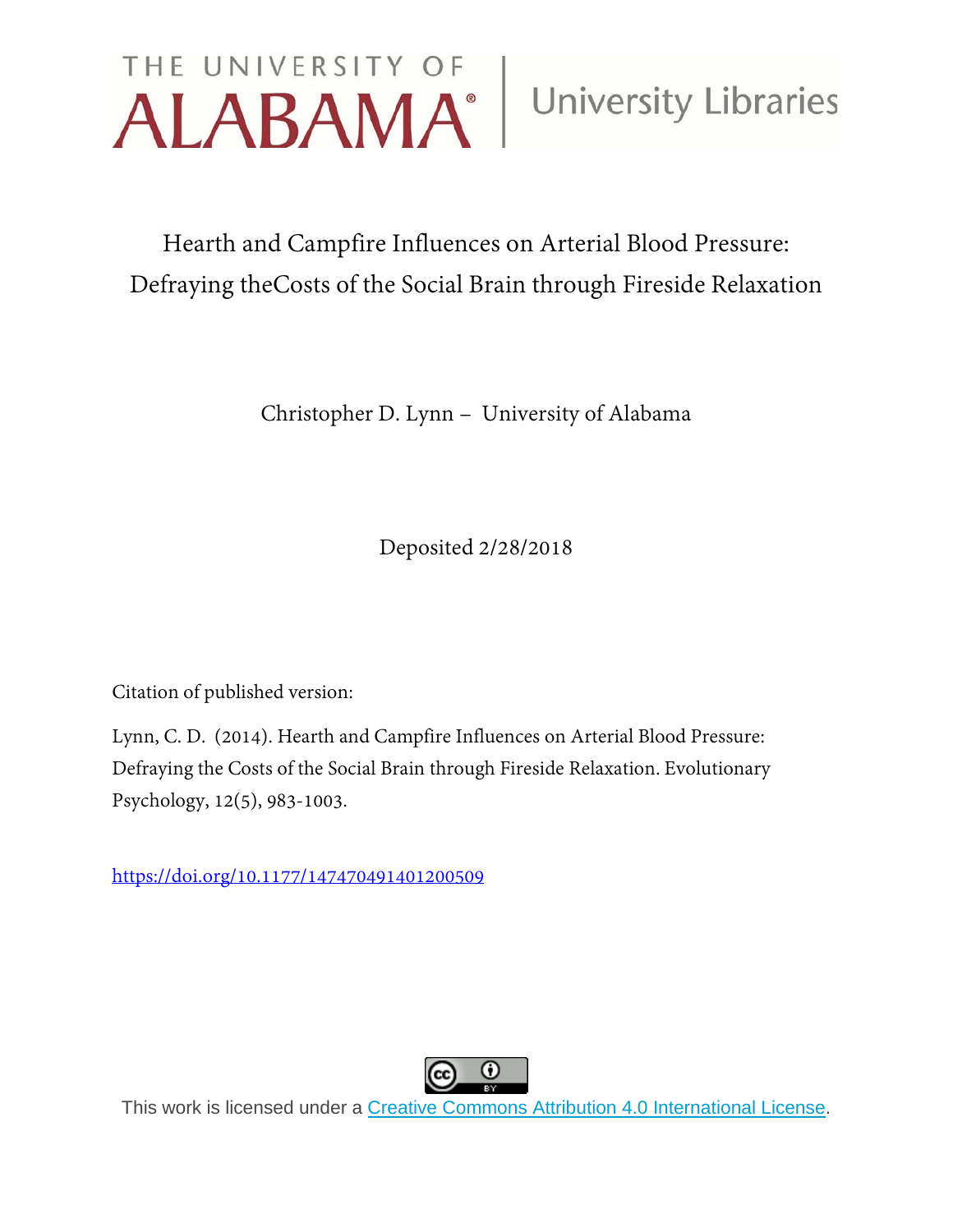THE UNIVERSITY OF ALABAMA | University Libraries

# Hearth and Campfire Influences on Arterial Blood Pressure: Defraying theCosts of the Social Brain through Fireside Relaxation

Christopher D. Lynn – University of Alabama

Deposited 2/28/2018

Citation of published version:

Lynn, C. D. (2014). Hearth and Campfire Influences on Arterial Blood Pressure: Defraying the Costs of the Social Brain through Fireside Relaxation. Evolutionary Psychology, 12(5), 983-1003.

https://doi.org/10.1177/147470491401200509

This work is licensed under a Creative Commons Attribution 4.0 International License.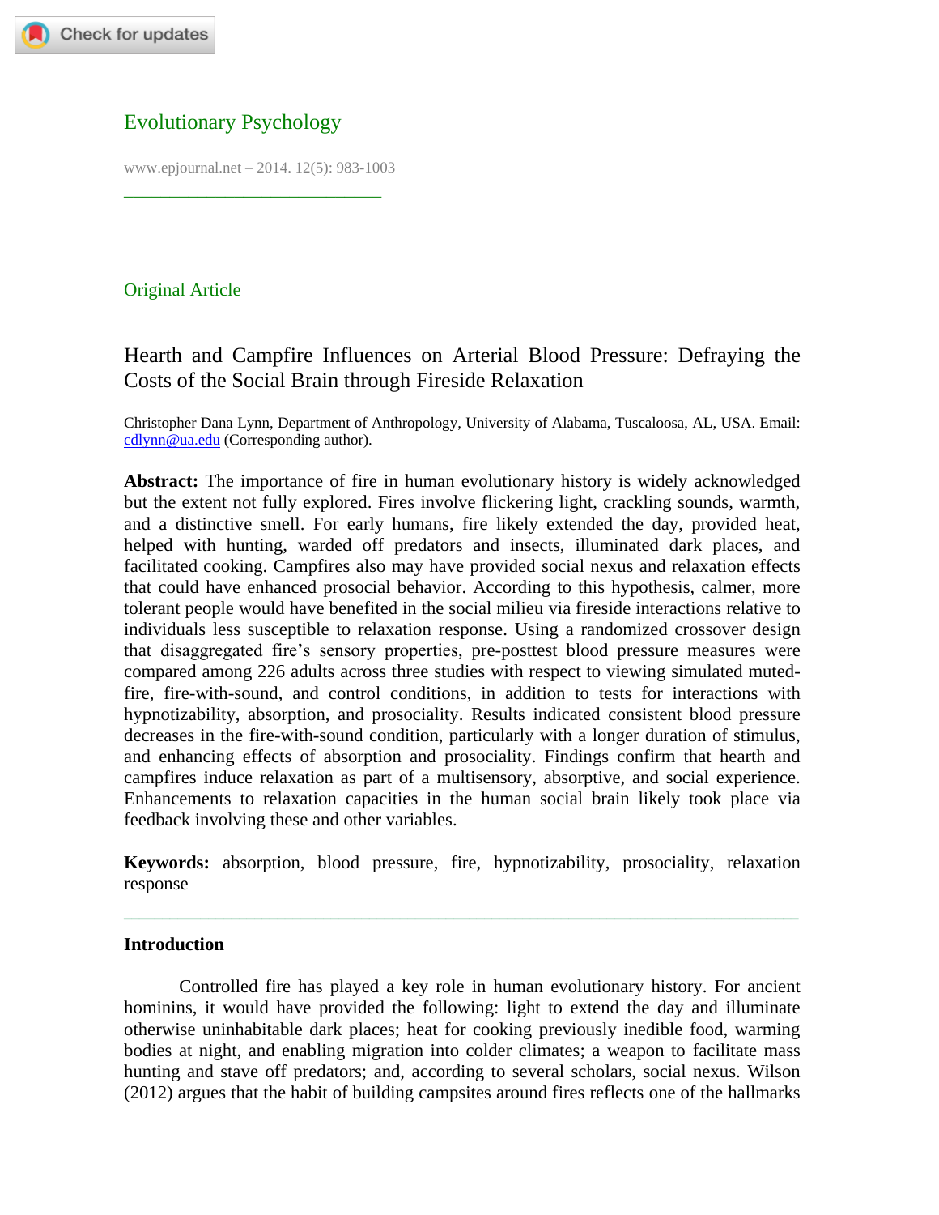Evolutionary Psychology

Original Article

# Hearth and Campfire Influences on Arterial Blood Pressure: Defraying the Costs of the Social Brain through Fireside Relaxation

Christopher Dana Lynn, Department of Anthropology, University of Alabama, Tuscaloosa, AL, USA. Email: cdlynn@ua.edu (Corresponding author).

**Abstract:** The importance of fire in human evolutionary history is widely acknowledged but the extent not fully explored. Fires involve flickering light, crackling sounds, warmth, and a distinctive smell. For early humans, fire likely extended the day, provided heat, helped with hunting, warded off predators and insects, illuminated dark places, and facilitated cooking. Campfires also may have provided social nexus and relaxation effects that could have enhanced prosocial behavior. According to this hypothesis, calmer, more tolerant people would have benefited in the social milieu via fireside interactions relative to individuals less susceptible to relaxation response. Using a randomized crossover design that disaggregated fire's sensory properties, pre-posttest blood pressure measures were compared among 226 adults across three studies with respect to viewing simulated muted-fire, fire-with-sound, and control conditions, in addition to tests for interactions with hypnotizability, absorption, and prosociality. Results indicated consistent blood pressure decreases in the fire-with-sound condition, particularly with a longer duration of stimulus, and enhancing effects of absorption and prosociality. Findings confirm that hearth and campfires induce relaxation as part of a multisensory, absorptive, and social experience. Enhancements to relaxation capacities in the human social brain likely took place via feedback involving these and other variables.

**Keywords:** absorption, blood pressure, fire, hypnotizability, prosociality, relaxation response

## Introduction

Controlled fire has played a key role in human evolutionary history. For ancient hominins, it would have provided the following: light to extend the day and illuminate otherwise uninhabitable dark places; heat for cooking previously inedible food, warming bodies at night, and enabling migration into colder climates; a weapon to facilitate mass hunting and stave off predators; and, according to several scholars, social nexus. Wilson (2012) argues that the habit of building campsites around fires reflects one of the hallmarks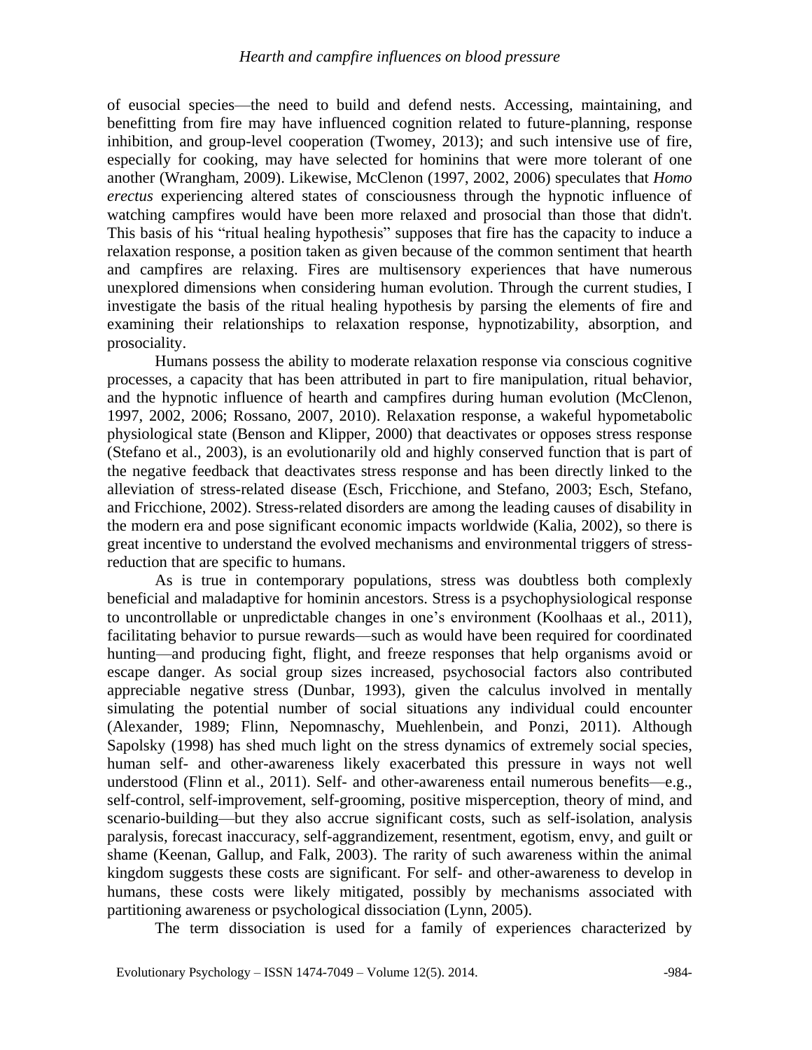of eusocial species—the need to build and defend nests. Accessing, maintaining, and benefitting from fire may have influenced cognition related to future-planning, response inhibition, and group-level cooperation (Twomey, 2013); and such intensive use of fire, especially for cooking, may have selected for hominins that were more tolerant of one another (Wrangham, 2009). Likewise, McClenon (1997, 2002, 2006) speculates that *Homo erectus* experiencing altered states of consciousness through the hypnotic influence of watching campfires would have been more relaxed and prosocial than those that didn't. This basis of his "ritual healing hypothesis" supposes that fire has the capacity to induce a relaxation response, a position taken as given because of the common sentiment that hearth and campfires are relaxing. Fires are multisensory experiences that have numerous unexplored dimensions when considering human evolution. Through the current studies, I investigate the basis of the ritual healing hypothesis by parsing the elements of fire and examining their relationships to relaxation response, hypnotizability, absorption, and prosociality.

Humans possess the ability to moderate relaxation response via conscious cognitive processes, a capacity that has been attributed in part to fire manipulation, ritual behavior, and the hypnotic influence of hearth and campfires during human evolution (McClenon, 1997, 2002, 2006; Rossano, 2007, 2010). Relaxation response, a wakeful hypometabolic physiological state (Benson and Klipper, 2000) that deactivates or opposes stress response (Stefano et al., 2003), is an evolutionarily old and highly conserved function that is part of the negative feedback that deactivates stress response and has been directly linked to the alleviation of stress-related disease (Esch, Fricchione, and Stefano, 2003; Esch, Stefano, and Fricchione, 2002). Stress-related disorders are among the leading causes of disability in the modern era and pose significant economic impacts worldwide (Kalia, 2002), so there is great incentive to understand the evolved mechanisms and environmental triggers of stress-reduction that are specific to humans.

As is true in contemporary populations, stress was doubtless both complexly beneficial and maladaptive for hominin ancestors. Stress is a psychophysiological response to uncontrollable or unpredictable changes in one's environment (Koolhaas et al., 2011), facilitating behavior to pursue rewards—such as would have been required for coordinated hunting—and producing fight, flight, and freeze responses that help organisms avoid or escape danger. As social group sizes increased, psychosocial factors also contributed appreciable negative stress (Dunbar, 1993), given the calculus involved in mentally simulating the potential number of social situations any individual could encounter (Alexander, 1989; Flinn, Nepomnaschy, Muehlenbein, and Ponzi, 2011). Although Sapolsky (1998) has shed much light on the stress dynamics of extremely social species, human self- and other-awareness likely exacerbated this pressure in ways not well understood (Flinn et al., 2011). Self- and other-awareness entail numerous benefits—e.g., self-control, self-improvement, self-grooming, positive misperception, theory of mind, and scenario-building—but they also accrue significant costs, such as self-isolation, analysis paralysis, forecast inaccuracy, self-aggrandizement, resentment, egotism, envy, and guilt or shame (Keenan, Gallup, and Falk, 2003). The rarity of such awareness within the animal kingdom suggests these costs are significant. For self- and other-awareness to develop in humans, these costs were likely mitigated, possibly by mechanisms associated with partitioning awareness or psychological dissociation (Lynn, 2005).

The term dissociation is used for a family of experiences characterized by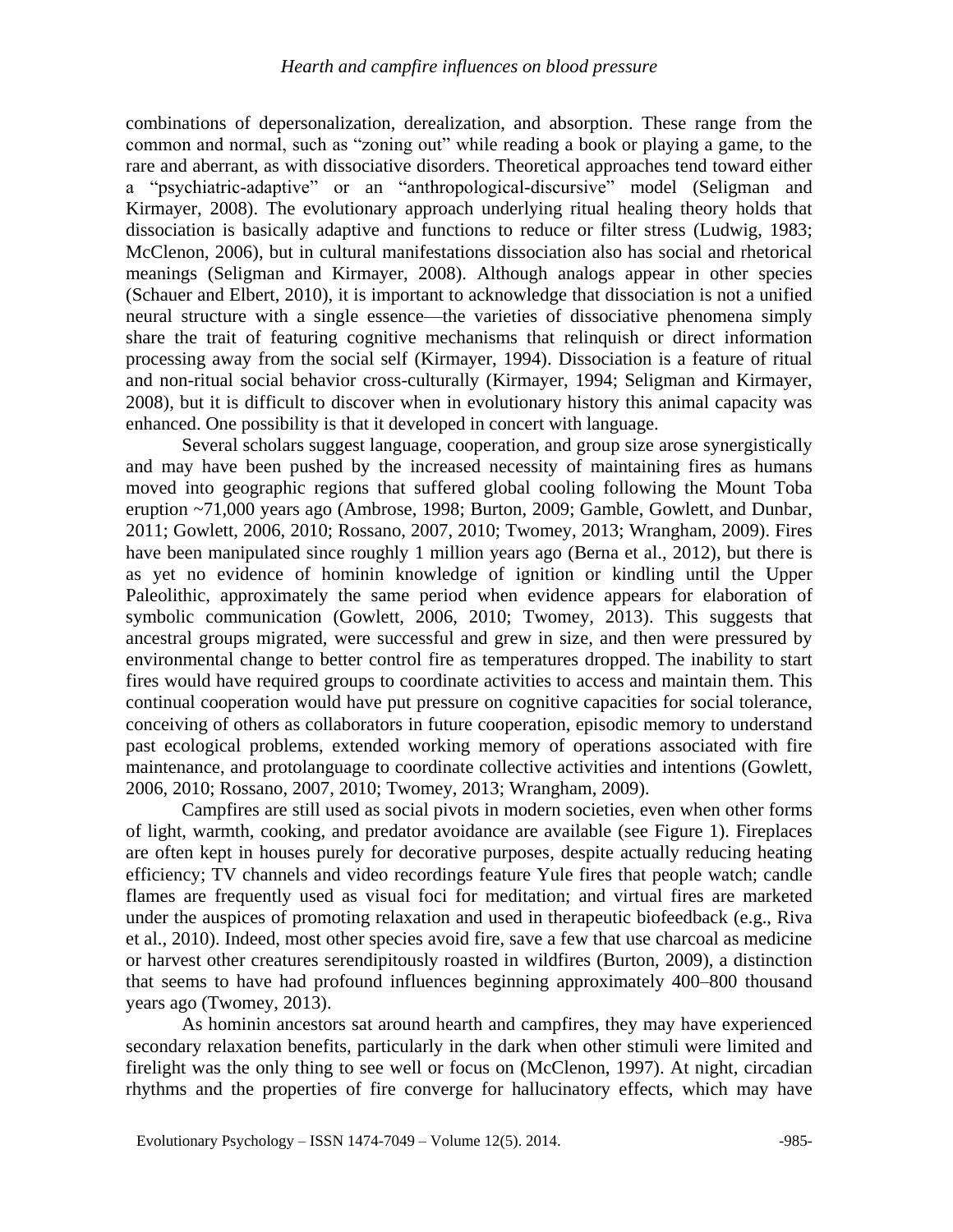combinations of depersonalization, derealization, and absorption. These range from the common and normal, such as "zoning out" while reading a book or playing a game, to the rare and aberrant, as with dissociative disorders. Theoretical approaches tend toward either a "psychiatric-adaptive" or an "anthropological-discursive" model (Seligman and Kirmayer, 2008). The evolutionary approach underlying ritual healing theory holds that dissociation is basically adaptive and functions to reduce or filter stress (Ludwig, 1983; McClenon, 2006), but in cultural manifestations dissociation also has social and rhetorical meanings (Seligman and Kirmayer, 2008). Although analogs appear in other species (Schauer and Elbert, 2010), it is important to acknowledge that dissociation is not a unified neural structure with a single essence—the varieties of dissociative phenomena simply share the trait of featuring cognitive mechanisms that relinquish or direct information processing away from the social self (Kirmayer, 1994). Dissociation is a feature of ritual and non-ritual social behavior cross-culturally (Kirmayer, 1994; Seligman and Kirmayer, 2008), but it is difficult to discover when in evolutionary history this animal capacity was enhanced. One possibility is that it developed in concert with language.

Several scholars suggest language, cooperation, and group size arose synergistically and may have been pushed by the increased necessity of maintaining fires as humans moved into geographic regions that suffered global cooling following the Mount Toba eruption ~71,000 years ago (Ambrose, 1998; Burton, 2009; Gamble, Gowlett, and Dunbar, 2011; Gowlett, 2006, 2010; Rossano, 2007, 2010; Twomey, 2013; Wrangham, 2009). Fires have been manipulated since roughly 1 million years ago (Berna et al., 2012), but there is as yet no evidence of hominin knowledge of ignition or kindling until the Upper Paleolithic, approximately the same period when evidence appears for elaboration of symbolic communication (Gowlett, 2006, 2010; Twomey, 2013). This suggests that ancestral groups migrated, were successful and grew in size, and then were pressured by environmental change to better control fire as temperatures dropped. The inability to start fires would have required groups to coordinate activities to access and maintain them. This continual cooperation would have put pressure on cognitive capacities for social tolerance, conceiving of others as collaborators in future cooperation, episodic memory to understand past ecological problems, extended working memory of operations associated with fire maintenance, and protolanguage to coordinate collective activities and intentions (Gowlett, 2006, 2010; Rossano, 2007, 2010; Twomey, 2013; Wrangham, 2009).

Campfires are still used as social pivots in modern societies, even when other forms of light, warmth, cooking, and predator avoidance are available (see Figure 1). Fireplaces are often kept in houses purely for decorative purposes, despite actually reducing heating efficiency; TV channels and video recordings feature Yule fires that people watch; candle flames are frequently used as visual foci for meditation; and virtual fires are marketed under the auspices of promoting relaxation and used in therapeutic biofeedback (e.g., Riva et al., 2010). Indeed, most other species avoid fire, save a few that use charcoal as medicine or harvest other creatures serendipitously roasted in wildfires (Burton, 2009), a distinction that seems to have had profound influences beginning approximately 400–800 thousand years ago (Twomey, 2013).

As hominin ancestors sat around hearth and campfires, they may have experienced secondary relaxation benefits, particularly in the dark when other stimuli were limited and firelight was the only thing to see well or focus on (McClenon, 1997). At night, circadian rhythms and the properties of fire converge for hallucinatory effects, which may have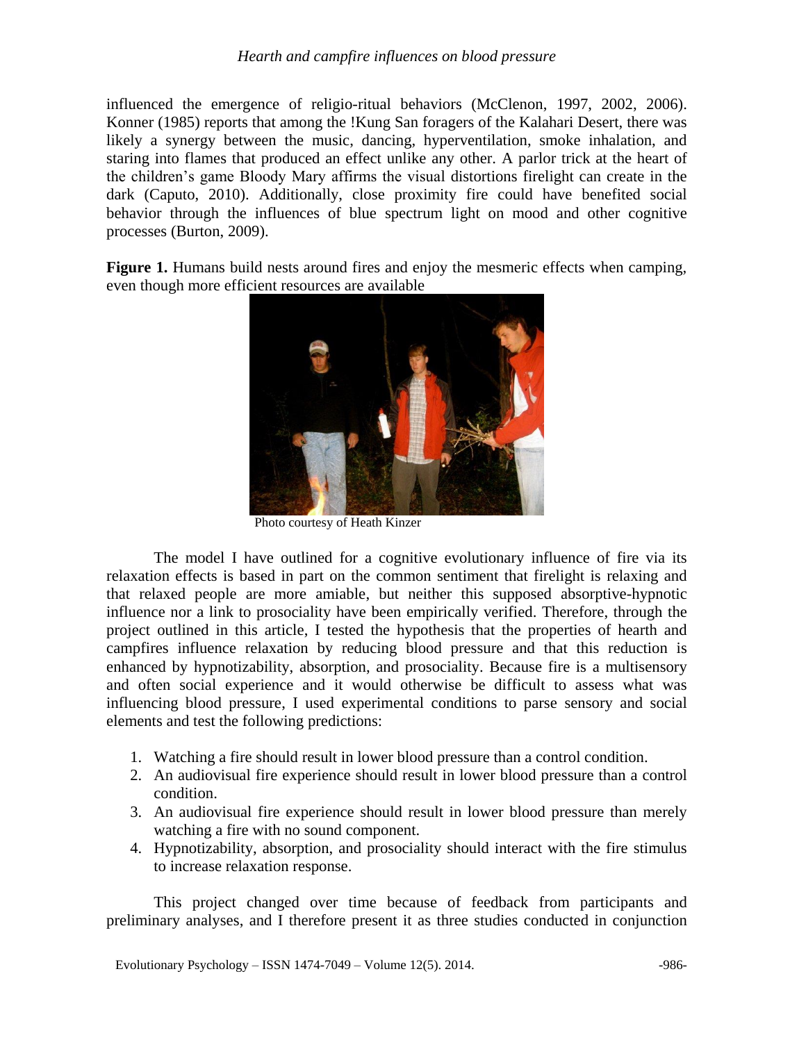influenced the emergence of religio-ritual behaviors (McClenon, 1997, 2002, 2006). Konner (1985) reports that among the !Kung San foragers of the Kalahari Desert, there was likely a synergy between the music, dancing, hyperventilation, smoke inhalation, and staring into flames that produced an effect unlike any other. A parlor trick at the heart of the children's game Bloody Mary affirms the visual distortions firelight can create in the dark (Caputo, 2010). Additionally, close proximity fire could have benefited social behavior through the influences of blue spectrum light on mood and other cognitive processes (Burton, 2009).

**Figure 1.** Humans build nests around fires and enjoy the mesmeric effects when camping, even though more efficient resources are available

Photo courtesy of Heath Kinzer

The model I have outlined for a cognitive evolutionary influence of fire via its relaxation effects is based in part on the common sentiment that firelight is relaxing and that relaxed people are more amiable, but neither this supposed absorptive-hypnotic influence nor a link to prosociality have been empirically verified. Therefore, through the project outlined in this article, I tested the hypothesis that the properties of hearth and campfires influence relaxation by reducing blood pressure and that this reduction is enhanced by hypnotizability, absorption, and prosociality. Because fire is a multisensory and often social experience and it would otherwise be difficult to assess what was influencing blood pressure, I used experimental conditions to parse sensory and social elements and test the following predictions:

1. Watching a fire should result in lower blood pressure than a control condition.
2. An audiovisual fire experience should result in lower blood pressure than a control condition.
3. An audiovisual fire experience should result in lower blood pressure than merely watching a fire with no sound component.
4. Hypnotizability, absorption, and prosociality should interact with the fire stimulus to increase relaxation response.

This project changed over time because of feedback from participants and preliminary analyses, and I therefore present it as three studies conducted in conjunction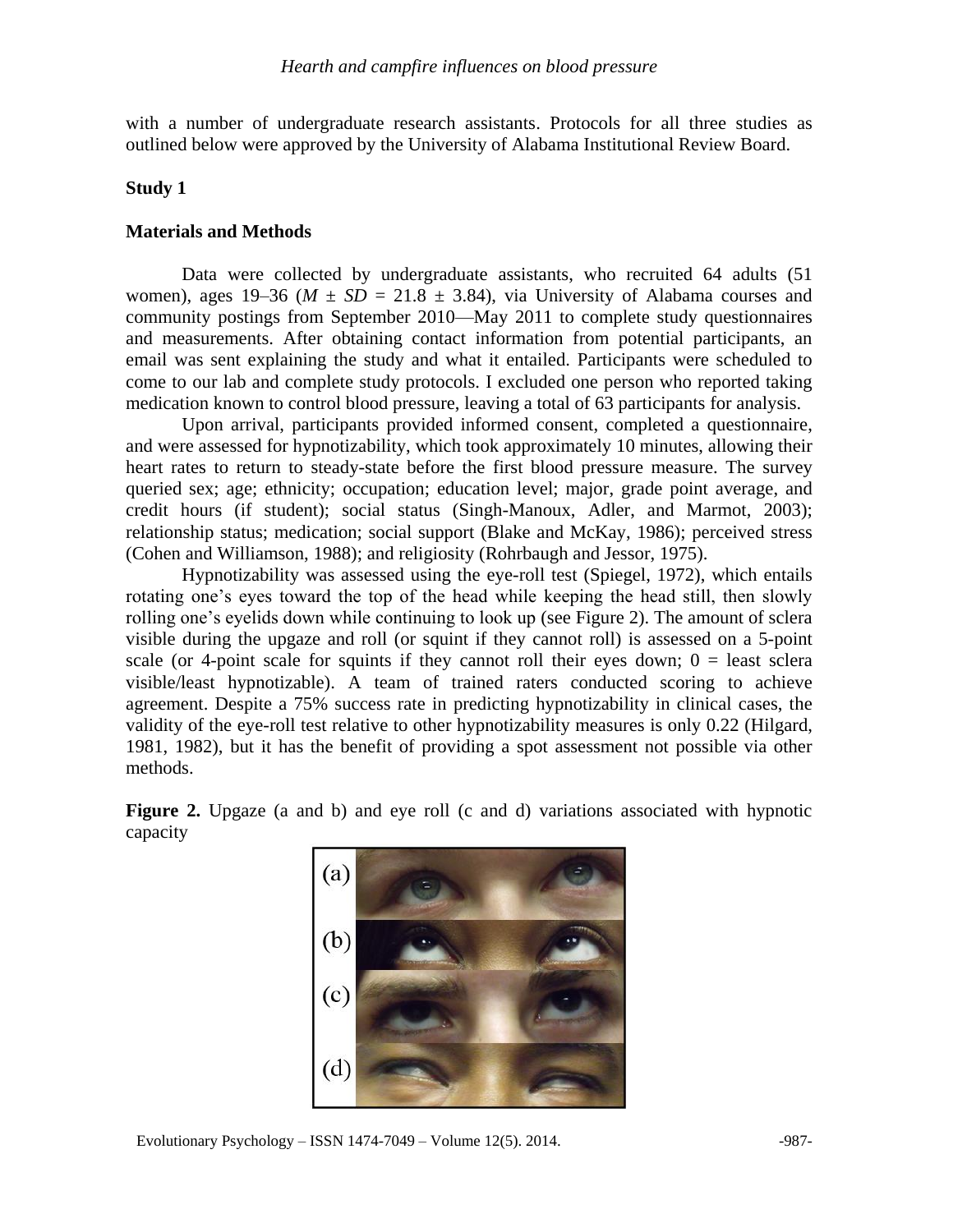with a number of undergraduate research assistants. Protocols for all three studies as outlined below were approved by the University of Alabama Institutional Review Board.

**Study 1**

**Materials and Methods**

Data were collected by undergraduate assistants, who recruited 64 adults (51 women), ages 19–36 ($M \pm SD$ = 21.8 ± 3.84), via University of Alabama courses and community postings from September 2010—May 2011 to complete study questionnaires and measurements. After obtaining contact information from potential participants, an email was sent explaining the study and what it entailed. Participants were scheduled to come to our lab and complete study protocols. I excluded one person who reported taking medication known to control blood pressure, leaving a total of 63 participants for analysis.

Upon arrival, participants provided informed consent, completed a questionnaire, and were assessed for hypnotizability, which took approximately 10 minutes, allowing their heart rates to return to steady-state before the first blood pressure measure. The survey queried sex; age; ethnicity; occupation; education level; major, grade point average, and credit hours (if student); social status (Singh-Manoux, Adler, and Marmot, 2003); relationship status; medication; social support (Blake and McKay, 1986); perceived stress (Cohen and Williamson, 1988); and religiosity (Rohrbaugh and Jessor, 1975).

Hypnotizability was assessed using the eye-roll test (Spiegel, 1972), which entails rotating one's eyes toward the top of the head while keeping the head still, then slowly rolling one's eyelids down while continuing to look up (see Figure 2). The amount of sclera visible during the upgaze and roll (or squint if they cannot roll) is assessed on a 5-point scale (or 4-point scale for squints if they cannot roll their eyes down; 0 = least sclera visible/least hypnotizable). A team of trained raters conducted scoring to achieve agreement. Despite a 75% success rate in predicting hypnotizability in clinical cases, the validity of the eye-roll test relative to other hypnotizability measures is only 0.22 (Hilgard, 1981, 1982), but it has the benefit of providing a spot assessment not possible via other methods.

**Figure 2.** Upgaze (a and b) and eye roll (c and d) variations associated with hypnotic capacity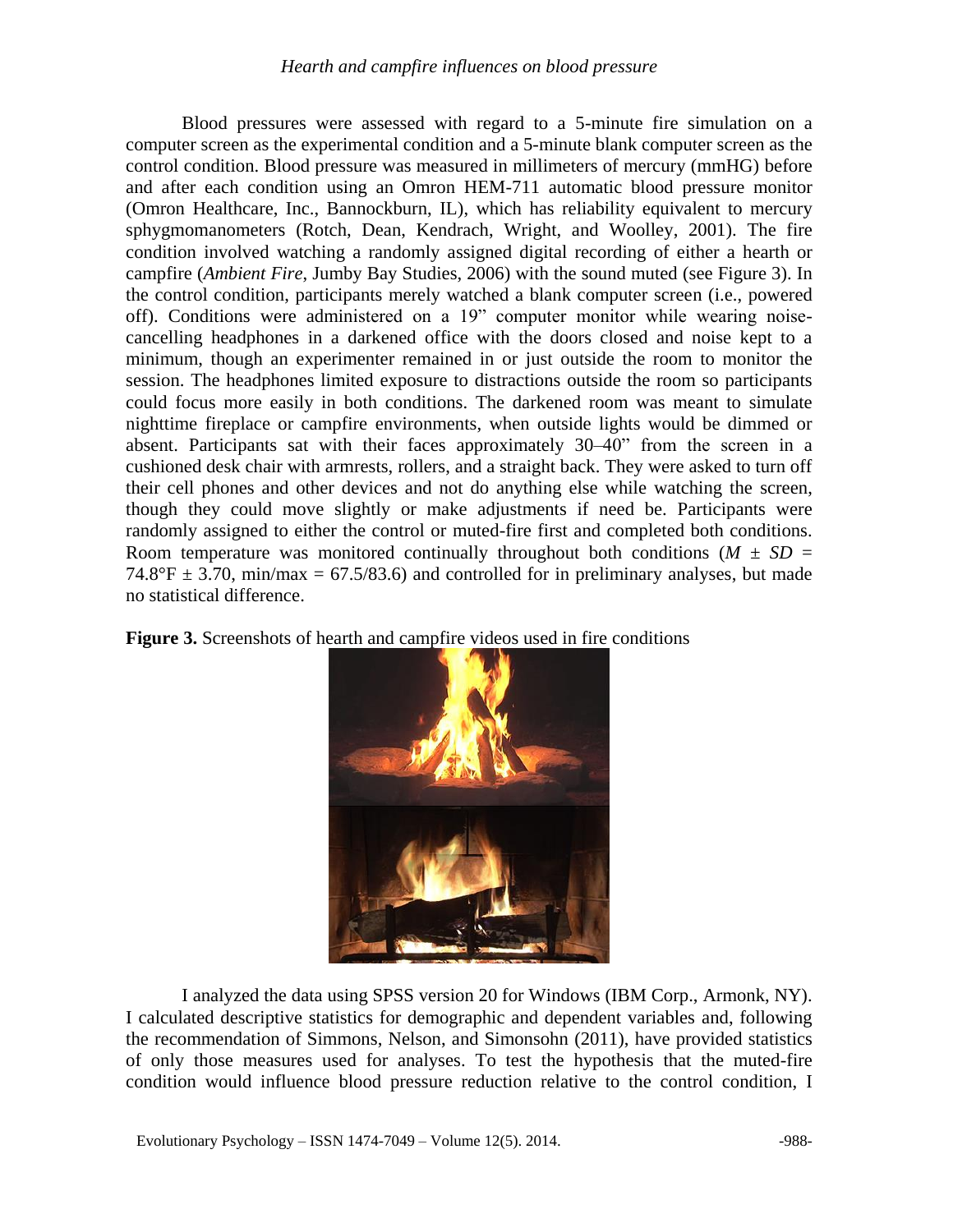Blood pressures were assessed with regard to a 5-minute fire simulation on a computer screen as the experimental condition and a 5-minute blank computer screen as the control condition. Blood pressure was measured in millimeters of mercury (mmHG) before and after each condition using an Omron HEM-711 automatic blood pressure monitor (Omron Healthcare, Inc., Bannockburn, IL), which has reliability equivalent to mercury sphygmomanometers (Rotch, Dean, Kendrach, Wright, and Woolley, 2001). The fire condition involved watching a randomly assigned digital recording of either a hearth or campfire (*Ambient Fire*, Jumby Bay Studies, 2006) with the sound muted (see Figure 3). In the control condition, participants merely watched a blank computer screen (i.e., powered off). Conditions were administered on a 19" computer monitor while wearing noise-cancelling headphones in a darkened office with the doors closed and noise kept to a minimum, though an experimenter remained in or just outside the room to monitor the session. The headphones limited exposure to distractions outside the room so participants could focus more easily in both conditions. The darkened room was meant to simulate nighttime fireplace or campfire environments, when outside lights would be dimmed or absent. Participants sat with their faces approximately 30–40" from the screen in a cushioned desk chair with armrests, rollers, and a straight back. They were asked to turn off their cell phones and other devices and not do anything else while watching the screen, though they could move slightly or make adjustments if need be. Participants were randomly assigned to either the control or muted-fire first and completed both conditions. Room temperature was monitored continually throughout both conditions ($M \pm SD$ = 74.8°F ± 3.70, min/max = 67.5/83.6) and controlled for in preliminary analyses, but made no statistical difference.

**Figure 3.** Screenshots of hearth and campfire videos used in fire conditions

I analyzed the data using SPSS version 20 for Windows (IBM Corp., Armonk, NY). I calculated descriptive statistics for demographic and dependent variables and, following the recommendation of Simmons, Nelson, and Simonsohn (2011), have provided statistics of only those measures used for analyses. To test the hypothesis that the muted-fire condition would influence blood pressure reduction relative to the control condition, I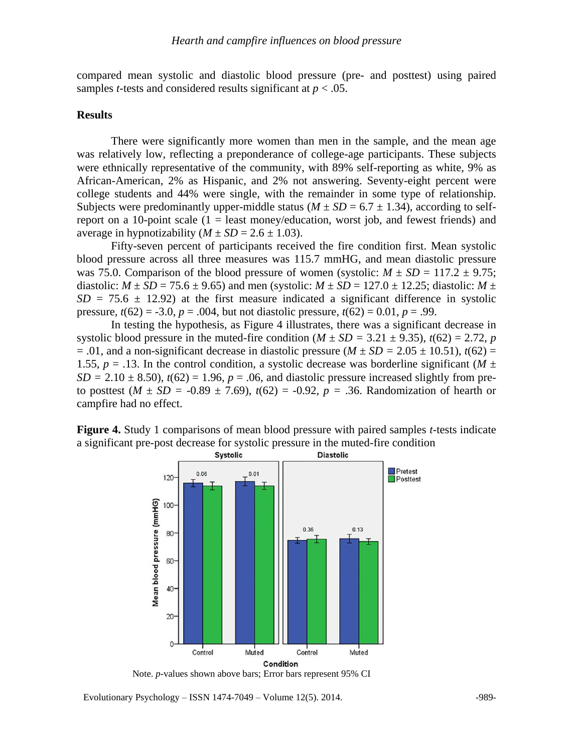compared mean systolic and diastolic blood pressure (pre- and posttest) using paired samples *t*-tests and considered results significant at $p < .05$.

## Results

There were significantly more women than men in the sample, and the mean age was relatively low, reflecting a preponderance of college-age participants. These subjects were ethnically representative of the community, with 89% self-reporting as white, 9% as African-American, 2% as Hispanic, and 2% not answering. Seventy-eight percent were college students and 44% were single, with the remainder in some type of relationship. Subjects were predominantly upper-middle status ($M \pm SD = 6.7 \pm 1.34$), according to self-report on a 10-point scale (1 = least money/education, worst job, and fewest friends) and average in hypnotizability ($M \pm SD = 2.6 \pm 1.03$).

Fifty-seven percent of participants received the fire condition first. Mean systolic blood pressure across all three measures was 115.7 mmHG, and mean diastolic pressure was 75.0. Comparison of the blood pressure of women (systolic: $M \pm SD = 117.2 \pm 9.75$; diastolic: $M \pm SD = 75.6 \pm 9.65$) and men (systolic: $M \pm SD = 127.0 \pm 12.25$; diastolic: $M \pm SD = 75.6 \pm 12.92$) at the first measure indicated a significant difference in systolic pressure, $t(62) = -3.0$, $p = .004$, but not diastolic pressure, $t(62) = 0.01$, $p = .99$.

In testing the hypothesis, as Figure 4 illustrates, there was a significant decrease in systolic blood pressure in the muted-fire condition ($M \pm SD = 3.21 \pm 9.35$), $t(62) = 2.72$, $p = .01$, and a non-significant decrease in diastolic pressure ($M \pm SD = 2.05 \pm 10.51$), $t(62) = 1.55$, $p = .13$. In the control condition, a systolic decrease was borderline significant ($M \pm SD = 2.10 \pm 8.50$), $t(62) = 1.96$, $p = .06$, and diastolic pressure increased slightly from pre- to posttest ($M \pm SD = -0.89 \pm 7.69$), $t(62) = -0.92$, $p = .36$. Randomization of hearth or campfire had no effect.

**Figure 4.** Study 1 comparisons of mean blood pressure with paired samples *t*-tests indicate a significant pre-post decrease for systolic pressure in the muted-fire condition

Note. *p*-values shown above bars; Error bars represent 95% CI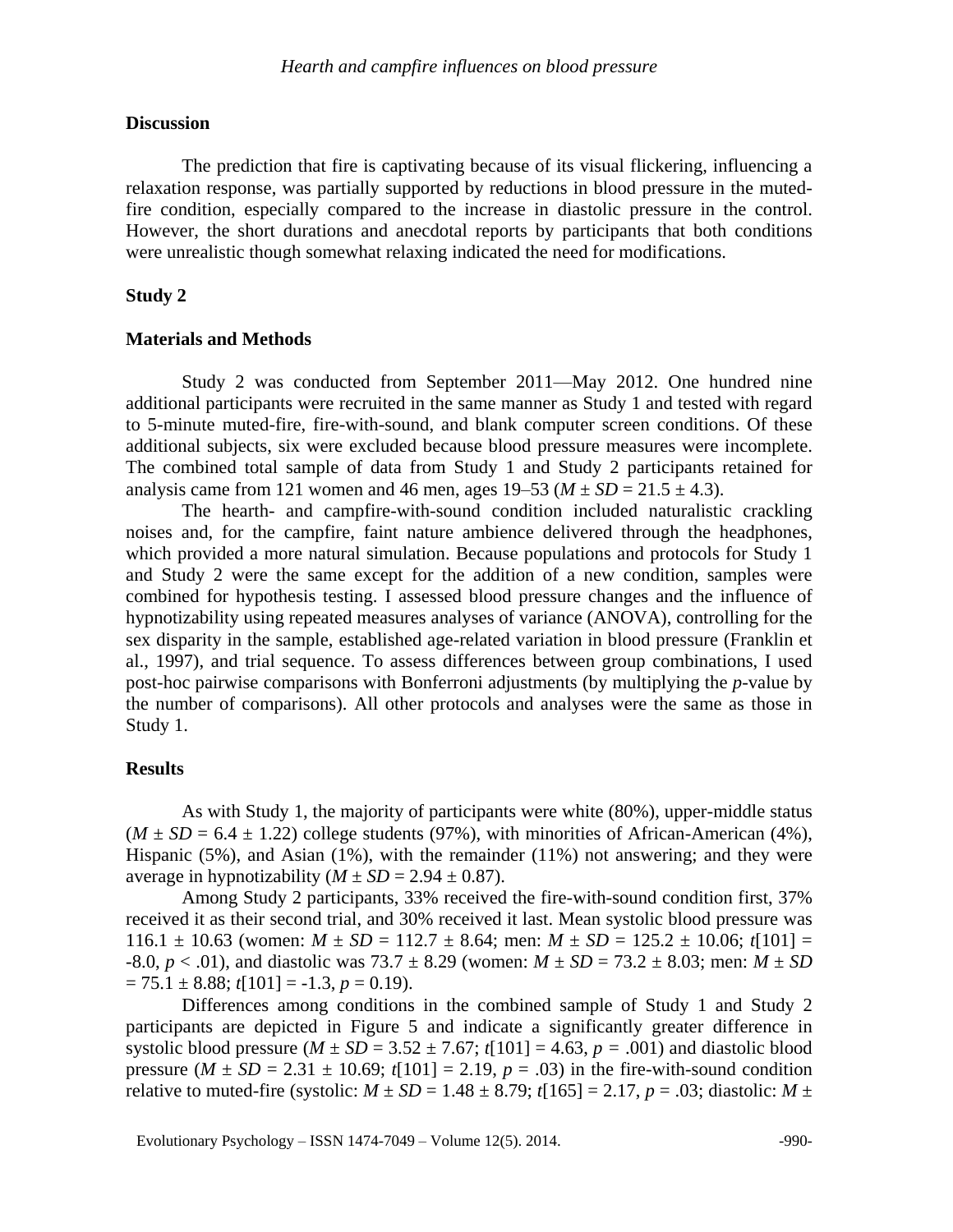## Discussion

The prediction that fire is captivating because of its visual flickering, influencing a relaxation response, was partially supported by reductions in blood pressure in the muted-fire condition, especially compared to the increase in diastolic pressure in the control. However, the short durations and anecdotal reports by participants that both conditions were unrealistic though somewhat relaxing indicated the need for modifications.

## Study 2

### Materials and Methods

Study 2 was conducted from September 2011—May 2012. One hundred nine additional participants were recruited in the same manner as Study 1 and tested with regard to 5-minute muted-fire, fire-with-sound, and blank computer screen conditions. Of these additional subjects, six were excluded because blood pressure measures were incomplete. The combined total sample of data from Study 1 and Study 2 participants retained for analysis came from 121 women and 46 men, ages 19–53 ($M \pm SD = 21.5 \pm 4.3$).

The hearth- and campfire-with-sound condition included naturalistic crackling noises and, for the campfire, faint nature ambience delivered through the headphones, which provided a more natural simulation. Because populations and protocols for Study 1 and Study 2 were the same except for the addition of a new condition, samples were combined for hypothesis testing. I assessed blood pressure changes and the influence of hypnotizability using repeated measures analyses of variance (ANOVA), controlling for the sex disparity in the sample, established age-related variation in blood pressure (Franklin et al., 1997), and trial sequence. To assess differences between group combinations, I used post-hoc pairwise comparisons with Bonferroni adjustments (by multiplying the *p*-value by the number of comparisons). All other protocols and analyses were the same as those in Study 1.

### Results

As with Study 1, the majority of participants were white (80%), upper-middle status ($M \pm SD = 6.4 \pm 1.22$) college students (97%), with minorities of African-American (4%), Hispanic (5%), and Asian (1%), with the remainder (11%) not answering; and they were average in hypnotizability ($M \pm SD = 2.94 \pm 0.87$).

Among Study 2 participants, 33% received the fire-with-sound condition first, 37% received it as their second trial, and 30% received it last. Mean systolic blood pressure was 116.1 ± 10.63 (women: $M \pm SD = 112.7 \pm 8.64$; men: $M \pm SD = 125.2 \pm 10.06$; $t[101] = -8.0$, $p < .01$), and diastolic was 73.7 ± 8.29 (women: $M \pm SD = 73.2 \pm 8.03$; men: $M \pm SD = 75.1 \pm 8.88$; $t[101] = -1.3$, $p = 0.19$).

Differences among conditions in the combined sample of Study 1 and Study 2 participants are depicted in Figure 5 and indicate a significantly greater difference in systolic blood pressure ($M \pm SD = 3.52 \pm 7.67$; $t[101] = 4.63$, $p = .001$) and diastolic blood pressure ($M \pm SD = 2.31 \pm 10.69$; $t[101] = 2.19$, $p = .03$) in the fire-with-sound condition relative to muted-fire (systolic: $M \pm SD = 1.48 \pm 8.79$; $t[165] = 2.17$, $p = .03$; diastolic: $M \pm$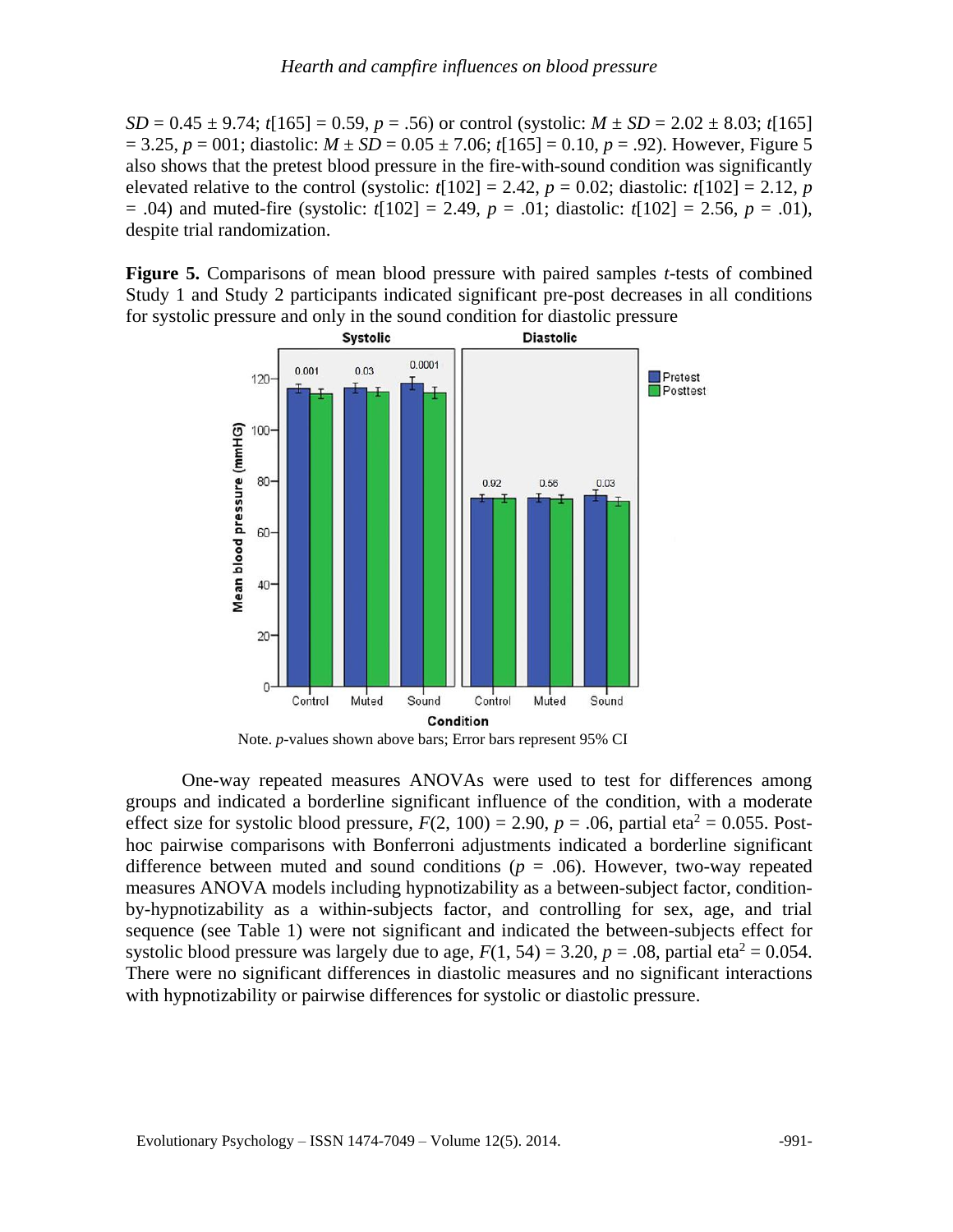$SD = 0.45 \pm 9.74$; $t[165] = 0.59$, $p = .56$) or control (systolic: $M \pm SD = 2.02 \pm 8.03$; $t[165] = 3.25$, $p = 001$; diastolic: $M \pm SD = 0.05 \pm 7.06$; $t[165] = 0.10$, $p = .92$). However, Figure 5 also shows that the pretest blood pressure in the fire-with-sound condition was significantly elevated relative to the control (systolic: $t[102] = 2.42$, $p = 0.02$; diastolic: $t[102] = 2.12$, $p = .04$) and muted-fire (systolic: $t[102] = 2.49$, $p = .01$; diastolic: $t[102] = 2.56$, $p = .01$), despite trial randomization.

**Figure 5.** Comparisons of mean blood pressure with paired samples *t*-tests of combined Study 1 and Study 2 participants indicated significant pre-post decreases in all conditions for systolic pressure and only in the sound condition for diastolic pressure

Note. *p*-values shown above bars; Error bars represent 95% CI

One-way repeated measures ANOVAs were used to test for differences among groups and indicated a borderline significant influence of the condition, with a moderate effect size for systolic blood pressure, $F(2, 100) = 2.90$, $p = .06$, partial eta$^2$ = 0.055. Post-hoc pairwise comparisons with Bonferroni adjustments indicated a borderline significant difference between muted and sound conditions ($p = .06$). However, two-way repeated measures ANOVA models including hypnotizability as a between-subject factor, condition-by-hypnotizability as a within-subjects factor, and controlling for sex, age, and trial sequence (see Table 1) were not significant and indicated the between-subjects effect for systolic blood pressure was largely due to age, $F(1, 54) = 3.20$, $p = .08$, partial eta$^2$ = 0.054. There were no significant differences in diastolic measures and no significant interactions with hypnotizability or pairwise differences for systolic or diastolic pressure.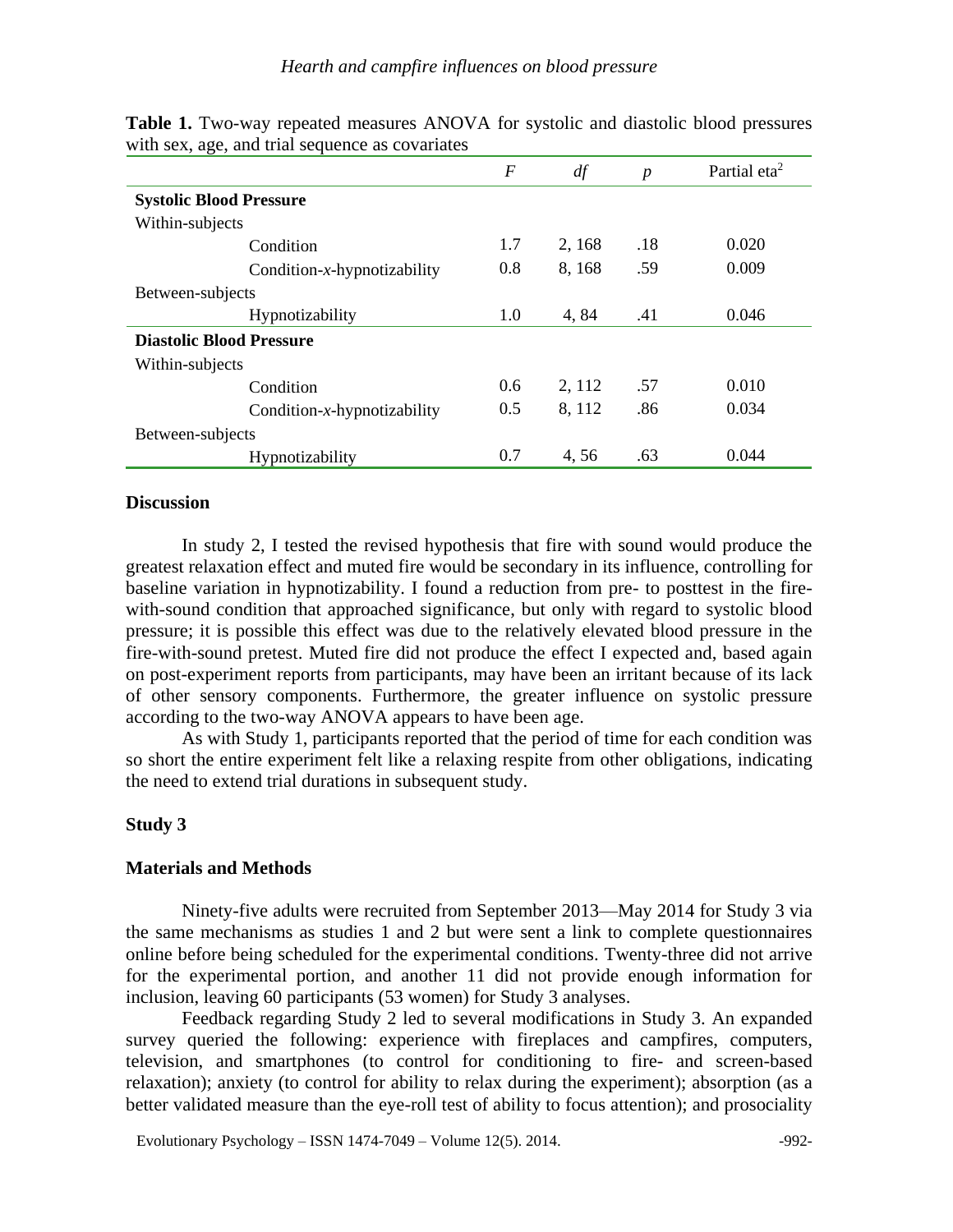**Table 1.** Two-way repeated measures ANOVA for systolic and diastolic blood pressures with sex, age, and trial sequence as covariates

| | *F* | *df* | *p* | Partial eta$^2$ |
|---|---|---|---|---|
| **Systolic Blood Pressure** | | | | |
| Within-subjects | | | | |
| Condition | 1.7 | 2, 168 | .18 | 0.020 |
| Condition-*x*-hypnotizability | 0.8 | 8, 168 | .59 | 0.009 |
| Between-subjects | | | | |
| Hypnotizability | 1.0 | 4, 84 | .41 | 0.046 |
| **Diastolic Blood Pressure** | | | | |
| Within-subjects | | | | |
| Condition | 0.6 | 2, 112 | .57 | 0.010 |
| Condition-*x*-hypnotizability | 0.5 | 8, 112 | .86 | 0.034 |
| Between-subjects | | | | |
| Hypnotizability | 0.7 | 4, 56 | .63 | 0.044 |

### Discussion

In study 2, I tested the revised hypothesis that fire with sound would produce the greatest relaxation effect and muted fire would be secondary in its influence, controlling for baseline variation in hypnotizability. I found a reduction from pre- to posttest in the fire-with-sound condition that approached significance, but only with regard to systolic blood pressure; it is possible this effect was due to the relatively elevated blood pressure in the fire-with-sound pretest. Muted fire did not produce the effect I expected and, based again on post-experiment reports from participants, may have been an irritant because of its lack of other sensory components. Furthermore, the greater influence on systolic pressure according to the two-way ANOVA appears to have been age.

As with Study 1, participants reported that the period of time for each condition was so short the entire experiment felt like a relaxing respite from other obligations, indicating the need to extend trial durations in subsequent study.

## Study 3

### Materials and Methods

Ninety-five adults were recruited from September 2013—May 2014 for Study 3 via the same mechanisms as studies 1 and 2 but were sent a link to complete questionnaires online before being scheduled for the experimental conditions. Twenty-three did not arrive for the experimental portion, and another 11 did not provide enough information for inclusion, leaving 60 participants (53 women) for Study 3 analyses.

Feedback regarding Study 2 led to several modifications in Study 3. An expanded survey queried the following: experience with fireplaces and campfires, computers, television, and smartphones (to control for conditioning to fire- and screen-based relaxation); anxiety (to control for ability to relax during the experiment); absorption (as a better validated measure than the eye-roll test of ability to focus attention); and prosociality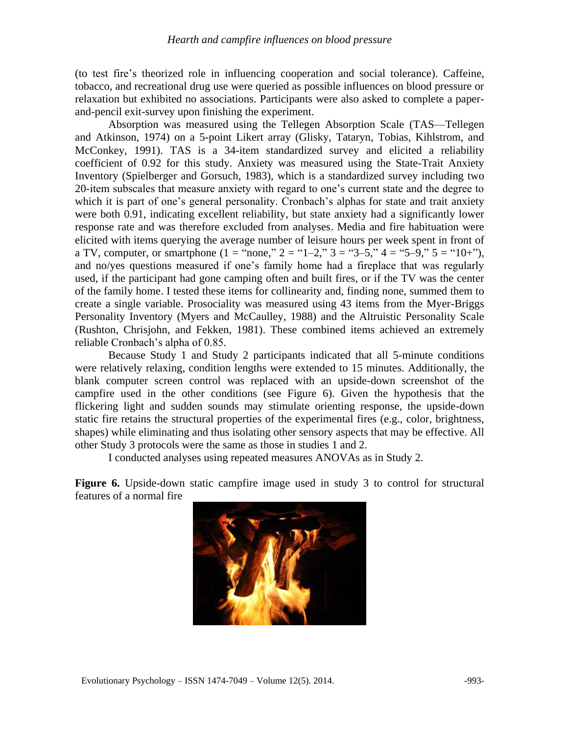(to test fire's theorized role in influencing cooperation and social tolerance). Caffeine, tobacco, and recreational drug use were queried as possible influences on blood pressure or relaxation but exhibited no associations. Participants were also asked to complete a paper-and-pencil exit-survey upon finishing the experiment.

Absorption was measured using the Tellegen Absorption Scale (TAS—Tellegen and Atkinson, 1974) on a 5-point Likert array (Glisky, Tataryn, Tobias, Kihlstrom, and McConkey, 1991). TAS is a 34-item standardized survey and elicited a reliability coefficient of 0.92 for this study. Anxiety was measured using the State-Trait Anxiety Inventory (Spielberger and Gorsuch, 1983), which is a standardized survey including two 20-item subscales that measure anxiety with regard to one's current state and the degree to which it is part of one's general personality. Cronbach's alphas for state and trait anxiety were both 0.91, indicating excellent reliability, but state anxiety had a significantly lower response rate and was therefore excluded from analyses. Media and fire habituation were elicited with items querying the average number of leisure hours per week spent in front of a TV, computer, or smartphone (1 = "none," 2 = "1–2," 3 = "3–5," 4 = "5–9," 5 = "10+"), and no/yes questions measured if one's family home had a fireplace that was regularly used, if the participant had gone camping often and built fires, or if the TV was the center of the family home. I tested these items for collinearity and, finding none, summed them to create a single variable. Prosociality was measured using 43 items from the Myer-Briggs Personality Inventory (Myers and McCaulley, 1988) and the Altruistic Personality Scale (Rushton, Chrisjohn, and Fekken, 1981). These combined items achieved an extremely reliable Cronbach's alpha of 0.85.

Because Study 1 and Study 2 participants indicated that all 5-minute conditions were relatively relaxing, condition lengths were extended to 15 minutes. Additionally, the blank computer screen control was replaced with an upside-down screenshot of the campfire used in the other conditions (see Figure 6). Given the hypothesis that the flickering light and sudden sounds may stimulate orienting response, the upside-down static fire retains the structural properties of the experimental fires (e.g., color, brightness, shapes) while eliminating and thus isolating other sensory aspects that may be effective. All other Study 3 protocols were the same as those in studies 1 and 2.

I conducted analyses using repeated measures ANOVAs as in Study 2.

**Figure 6.** Upside-down static campfire image used in study 3 to control for structural features of a normal fire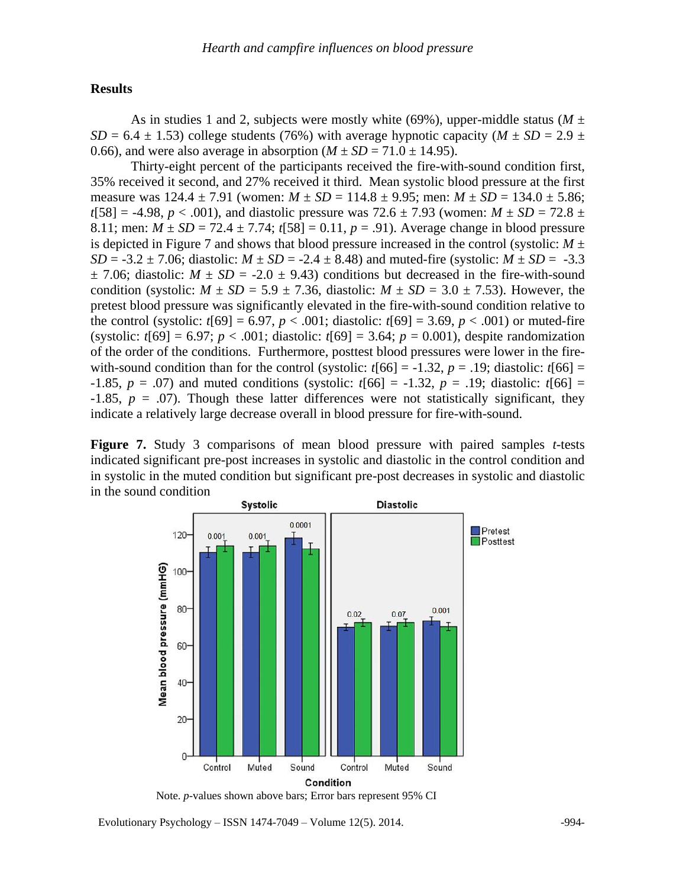### Results

As in studies 1 and 2, subjects were mostly white (69%), upper-middle status ($M \pm SD = 6.4 \pm 1.53$) college students (76%) with average hypnotic capacity ($M \pm SD = 2.9 \pm 0.66$), and were also average in absorption ($M \pm SD = 71.0 \pm 14.95$).

Thirty-eight percent of the participants received the fire-with-sound condition first, 35% received it second, and 27% received it third. Mean systolic blood pressure at the first measure was $124.4 \pm 7.91$ (women: $M \pm SD = 114.8 \pm 9.95$; men: $M \pm SD = 134.0 \pm 5.86$; $t[58] = -4.98$, $p < .001$), and diastolic pressure was $72.6 \pm 7.93$ (women: $M \pm SD = 72.8 \pm 8.11$; men: $M \pm SD = 72.4 \pm 7.74$; $t[58] = 0.11$, $p = .91$). Average change in blood pressure is depicted in Figure 7 and shows that blood pressure increased in the control (systolic: $M \pm SD = -3.2 \pm 7.06$; diastolic: $M \pm SD = -2.4 \pm 8.48$) and muted-fire (systolic: $M \pm SD = -3.3 \pm 7.06$; diastolic: $M \pm SD = -2.0 \pm 9.43$) conditions but decreased in the fire-with-sound condition (systolic: $M \pm SD = 5.9 \pm 7.36$, diastolic: $M \pm SD = 3.0 \pm 7.53$). However, the pretest blood pressure was significantly elevated in the fire-with-sound condition relative to the control (systolic: $t[69] = 6.97$, $p < .001$; diastolic: $t[69] = 3.69$, $p < .001$) or muted-fire (systolic: $t[69] = 6.97$; $p < .001$; diastolic: $t[69] = 3.64$; $p = 0.001$), despite randomization of the order of the conditions. Furthermore, posttest blood pressures were lower in the fire-with-sound condition than for the control (systolic: $t[66] = -1.32$, $p = .19$; diastolic: $t[66] = -1.85$, $p = .07$) and muted conditions (systolic: $t[66] = -1.32$, $p = .19$; diastolic: $t[66] = -1.85$, $p = .07$). Though these latter differences were not statistically significant, they indicate a relatively large decrease overall in blood pressure for fire-with-sound.

**Figure 7.** Study 3 comparisons of mean blood pressure with paired samples *t*-tests indicated significant pre-post increases in systolic and diastolic in the control condition and in systolic in the muted condition but significant pre-post decreases in systolic and diastolic in the sound condition

Note. *p*-values shown above bars; Error bars represent 95% CI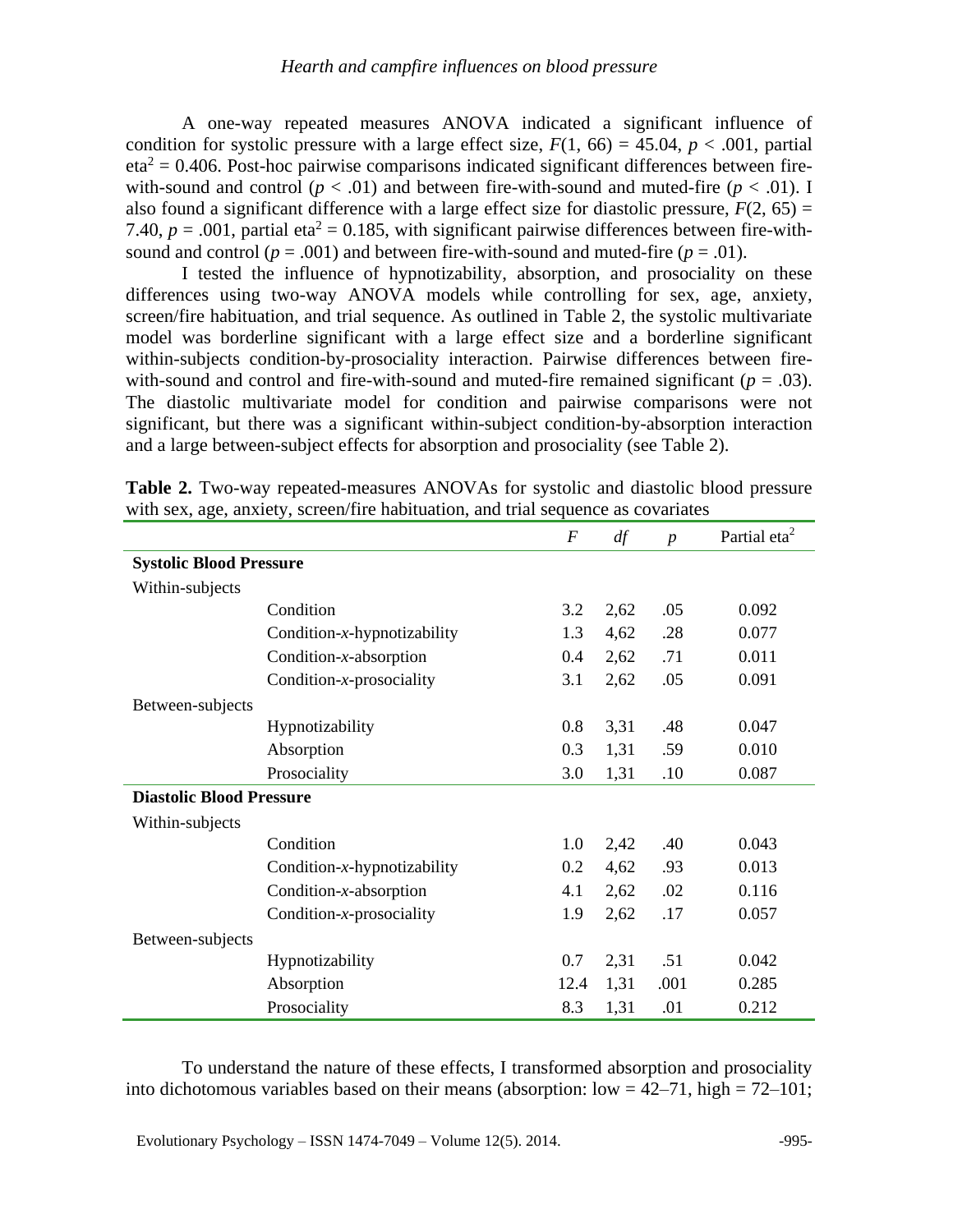A one-way repeated measures ANOVA indicated a significant influence of condition for systolic pressure with a large effect size, $F(1, 66) = 45.04$, $p < .001$, partial $\text{eta}^2 = 0.406$. Post-hoc pairwise comparisons indicated significant differences between fire-with-sound and control ($p < .01$) and between fire-with-sound and muted-fire ($p < .01$). I also found a significant difference with a large effect size for diastolic pressure, $F(2, 65) = 7.40$, $p = .001$, partial $\text{eta}^2 = 0.185$, with significant pairwise differences between fire-with-sound and control ($p = .001$) and between fire-with-sound and muted-fire ($p = .01$).

I tested the influence of hypnotizability, absorption, and prosociality on these differences using two-way ANOVA models while controlling for sex, age, anxiety, screen/fire habituation, and trial sequence. As outlined in Table 2, the systolic multivariate model was borderline significant with a large effect size and a borderline significant within-subjects condition-by-prosociality interaction. Pairwise differences between fire-with-sound and control and fire-with-sound and muted-fire remained significant ($p = .03$). The diastolic multivariate model for condition and pairwise comparisons were not significant, but there was a significant within-subject condition-by-absorption interaction and a large between-subject effects for absorption and prosociality (see Table 2).

**Table 2.** Two-way repeated-measures ANOVAs for systolic and diastolic blood pressure with sex, age, anxiety, screen/fire habituation, and trial sequence as covariates

| | | $F$ | $df$ | $p$ | Partial $\text{eta}^2$ |
|---|---|---|---|---|---|
| **Systolic Blood Pressure** | | | | | |
| Within-subjects | | | | | |
| | Condition | 3.2 | 2,62 | .05 | 0.092 |
| | Condition-*x*-hypnotizability | 1.3 | 4,62 | .28 | 0.077 |
| | Condition-*x*-absorption | 0.4 | 2,62 | .71 | 0.011 |
| | Condition-*x*-prosociality | 3.1 | 2,62 | .05 | 0.091 |
| Between-subjects | | | | | |
| | Hypnotizability | 0.8 | 3,31 | .48 | 0.047 |
| | Absorption | 0.3 | 1,31 | .59 | 0.010 |
| | Prosociality | 3.0 | 1,31 | .10 | 0.087 |
| **Diastolic Blood Pressure** | | | | | |
| Within-subjects | | | | | |
| | Condition | 1.0 | 2,42 | .40 | 0.043 |
| | Condition-*x*-hypnotizability | 0.2 | 4,62 | .93 | 0.013 |
| | Condition-*x*-absorption | 4.1 | 2,62 | .02 | 0.116 |
| | Condition-*x*-prosociality | 1.9 | 2,62 | .17 | 0.057 |
| Between-subjects | | | | | |
| | Hypnotizability | 0.7 | 2,31 | .51 | 0.042 |
| | Absorption | 12.4 | 1,31 | .001 | 0.285 |
| | Prosociality | 8.3 | 1,31 | .01 | 0.212 |

To understand the nature of these effects, I transformed absorption and prosociality into dichotomous variables based on their means (absorption: low = 42–71, high = 72–101;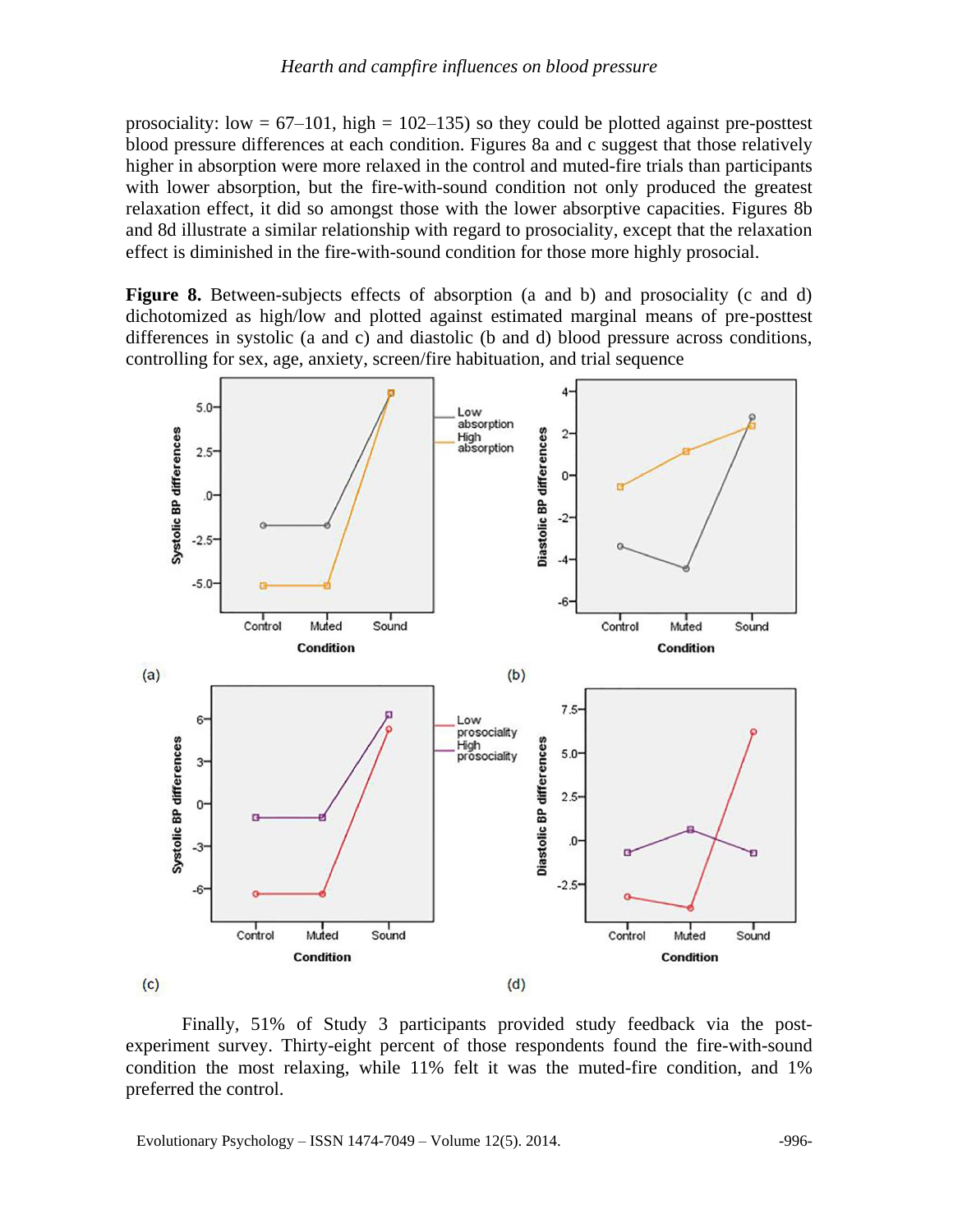prosociality: low = 67–101, high = 102–135) so they could be plotted against pre-posttest blood pressure differences at each condition. Figures 8a and c suggest that those relatively higher in absorption were more relaxed in the control and muted-fire trials than participants with lower absorption, but the fire-with-sound condition not only produced the greatest relaxation effect, it did so amongst those with the lower absorptive capacities. Figures 8b and 8d illustrate a similar relationship with regard to prosociality, except that the relaxation effect is diminished in the fire-with-sound condition for those more highly prosocial.

**Figure 8.** Between-subjects effects of absorption (a and b) and prosociality (c and d) dichotomized as high/low and plotted against estimated marginal means of pre-posttest differences in systolic (a and c) and diastolic (b and d) blood pressure across conditions, controlling for sex, age, anxiety, screen/fire habituation, and trial sequence

Finally, 51% of Study 3 participants provided study feedback via the post-experiment survey. Thirty-eight percent of those respondents found the fire-with-sound condition the most relaxing, while 11% felt it was the muted-fire condition, and 1% preferred the control.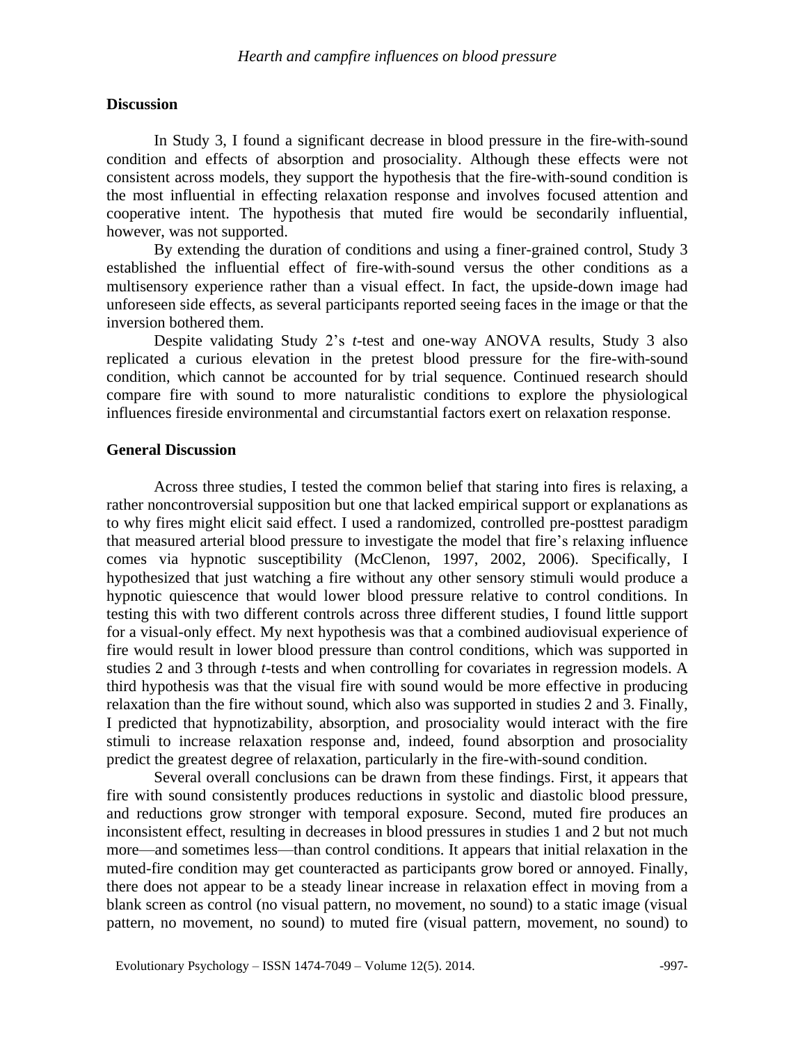### Discussion

In Study 3, I found a significant decrease in blood pressure in the fire-with-sound condition and effects of absorption and prosociality. Although these effects were not consistent across models, they support the hypothesis that the fire-with-sound condition is the most influential in effecting relaxation response and involves focused attention and cooperative intent. The hypothesis that muted fire would be secondarily influential, however, was not supported.

By extending the duration of conditions and using a finer-grained control, Study 3 established the influential effect of fire-with-sound versus the other conditions as a multisensory experience rather than a visual effect. In fact, the upside-down image had unforeseen side effects, as several participants reported seeing faces in the image or that the inversion bothered them.

Despite validating Study 2's *t*-test and one-way ANOVA results, Study 3 also replicated a curious elevation in the pretest blood pressure for the fire-with-sound condition, which cannot be accounted for by trial sequence. Continued research should compare fire with sound to more naturalistic conditions to explore the physiological influences fireside environmental and circumstantial factors exert on relaxation response.

## General Discussion

Across three studies, I tested the common belief that staring into fires is relaxing, a rather noncontroversial supposition but one that lacked empirical support or explanations as to why fires might elicit said effect. I used a randomized, controlled pre-posttest paradigm that measured arterial blood pressure to investigate the model that fire's relaxing influence comes via hypnotic susceptibility (McClenon, 1997, 2002, 2006). Specifically, I hypothesized that just watching a fire without any other sensory stimuli would produce a hypnotic quiescence that would lower blood pressure relative to control conditions. In testing this with two different controls across three different studies, I found little support for a visual-only effect. My next hypothesis was that a combined audiovisual experience of fire would result in lower blood pressure than control conditions, which was supported in studies 2 and 3 through *t*-tests and when controlling for covariates in regression models. A third hypothesis was that the visual fire with sound would be more effective in producing relaxation than the fire without sound, which also was supported in studies 2 and 3. Finally, I predicted that hypnotizability, absorption, and prosociality would interact with the fire stimuli to increase relaxation response and, indeed, found absorption and prosociality predict the greatest degree of relaxation, particularly in the fire-with-sound condition.

Several overall conclusions can be drawn from these findings. First, it appears that fire with sound consistently produces reductions in systolic and diastolic blood pressure, and reductions grow stronger with temporal exposure. Second, muted fire produces an inconsistent effect, resulting in decreases in blood pressures in studies 1 and 2 but not much more—and sometimes less—than control conditions. It appears that initial relaxation in the muted-fire condition may get counteracted as participants grow bored or annoyed. Finally, there does not appear to be a steady linear increase in relaxation effect in moving from a blank screen as control (no visual pattern, no movement, no sound) to a static image (visual pattern, no movement, no sound) to muted fire (visual pattern, movement, no sound) to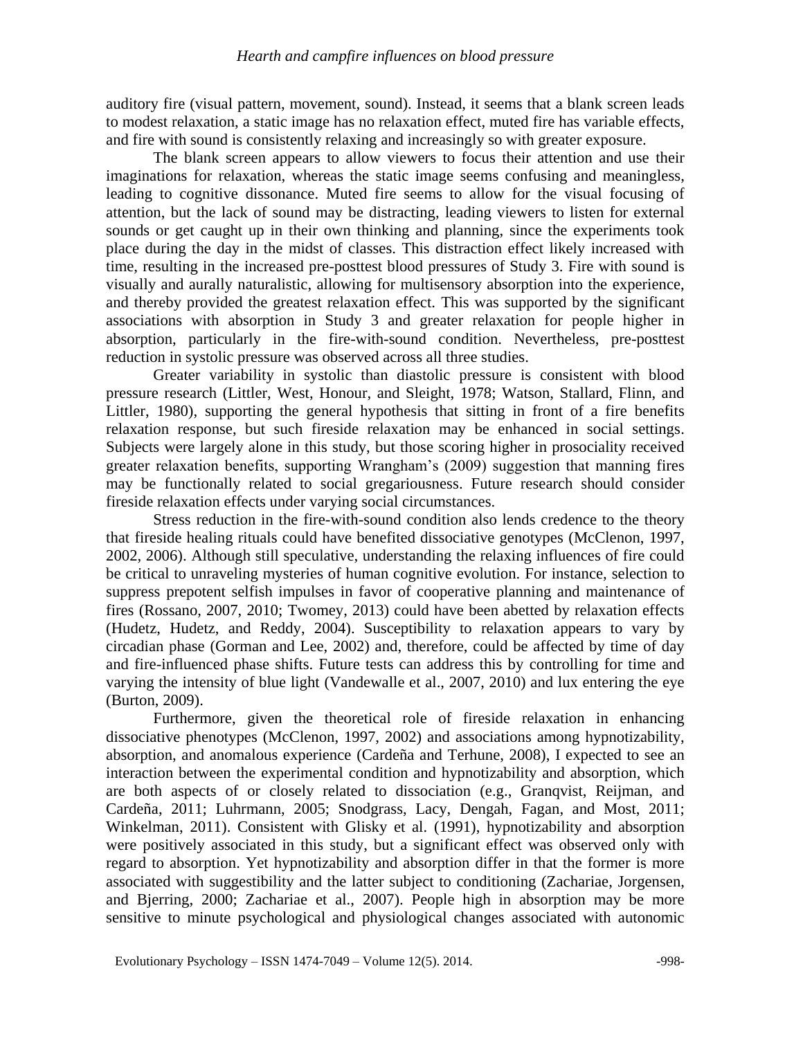auditory fire (visual pattern, movement, sound). Instead, it seems that a blank screen leads to modest relaxation, a static image has no relaxation effect, muted fire has variable effects, and fire with sound is consistently relaxing and increasingly so with greater exposure.

The blank screen appears to allow viewers to focus their attention and use their imaginations for relaxation, whereas the static image seems confusing and meaningless, leading to cognitive dissonance. Muted fire seems to allow for the visual focusing of attention, but the lack of sound may be distracting, leading viewers to listen for external sounds or get caught up in their own thinking and planning, since the experiments took place during the day in the midst of classes. This distraction effect likely increased with time, resulting in the increased pre-posttest blood pressures of Study 3. Fire with sound is visually and aurally naturalistic, allowing for multisensory absorption into the experience, and thereby provided the greatest relaxation effect. This was supported by the significant associations with absorption in Study 3 and greater relaxation for people higher in absorption, particularly in the fire-with-sound condition. Nevertheless, pre-posttest reduction in systolic pressure was observed across all three studies.

Greater variability in systolic than diastolic pressure is consistent with blood pressure research (Littler, West, Honour, and Sleight, 1978; Watson, Stallard, Flinn, and Littler, 1980), supporting the general hypothesis that sitting in front of a fire benefits relaxation response, but such fireside relaxation may be enhanced in social settings. Subjects were largely alone in this study, but those scoring higher in prosociality received greater relaxation benefits, supporting Wrangham's (2009) suggestion that manning fires may be functionally related to social gregariousness. Future research should consider fireside relaxation effects under varying social circumstances.

Stress reduction in the fire-with-sound condition also lends credence to the theory that fireside healing rituals could have benefited dissociative genotypes (McClenon, 1997, 2002, 2006). Although still speculative, understanding the relaxing influences of fire could be critical to unraveling mysteries of human cognitive evolution. For instance, selection to suppress prepotent selfish impulses in favor of cooperative planning and maintenance of fires (Rossano, 2007, 2010; Twomey, 2013) could have been abetted by relaxation effects (Hudetz, Hudetz, and Reddy, 2004). Susceptibility to relaxation appears to vary by circadian phase (Gorman and Lee, 2002) and, therefore, could be affected by time of day and fire-influenced phase shifts. Future tests can address this by controlling for time and varying the intensity of blue light (Vandewalle et al., 2007, 2010) and lux entering the eye (Burton, 2009).

Furthermore, given the theoretical role of fireside relaxation in enhancing dissociative phenotypes (McClenon, 1997, 2002) and associations among hypnotizability, absorption, and anomalous experience (Cardeña and Terhune, 2008), I expected to see an interaction between the experimental condition and hypnotizability and absorption, which are both aspects of or closely related to dissociation (e.g., Granqvist, Reijman, and Cardeña, 2011; Luhrmann, 2005; Snodgrass, Lacy, Dengah, Fagan, and Most, 2011; Winkelman, 2011). Consistent with Glisky et al. (1991), hypnotizability and absorption were positively associated in this study, but a significant effect was observed only with regard to absorption. Yet hypnotizability and absorption differ in that the former is more associated with suggestibility and the latter subject to conditioning (Zachariae, Jorgensen, and Bjerring, 2000; Zachariae et al., 2007). People high in absorption may be more sensitive to minute psychological and physiological changes associated with autonomic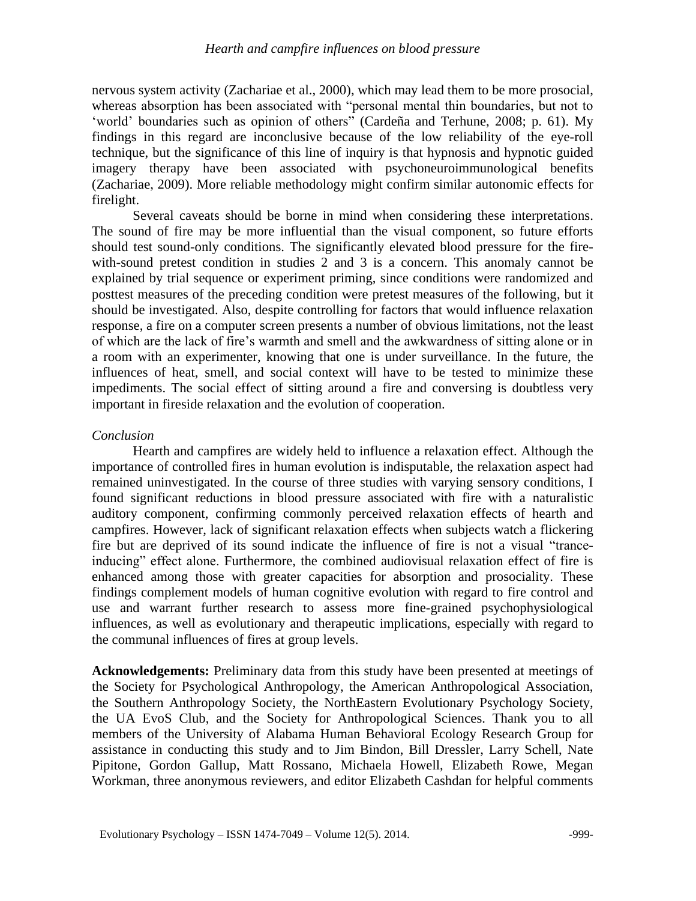nervous system activity (Zachariae et al., 2000), which may lead them to be more prosocial, whereas absorption has been associated with "personal mental thin boundaries, but not to 'world' boundaries such as opinion of others" (Cardeña and Terhune, 2008; p. 61). My findings in this regard are inconclusive because of the low reliability of the eye-roll technique, but the significance of this line of inquiry is that hypnosis and hypnotic guided imagery therapy have been associated with psychoneuroimmunological benefits (Zachariae, 2009). More reliable methodology might confirm similar autonomic effects for firelight.

Several caveats should be borne in mind when considering these interpretations. The sound of fire may be more influential than the visual component, so future efforts should test sound-only conditions. The significantly elevated blood pressure for the fire-with-sound pretest condition in studies 2 and 3 is a concern. This anomaly cannot be explained by trial sequence or experiment priming, since conditions were randomized and posttest measures of the preceding condition were pretest measures of the following, but it should be investigated. Also, despite controlling for factors that would influence relaxation response, a fire on a computer screen presents a number of obvious limitations, not the least of which are the lack of fire's warmth and smell and the awkwardness of sitting alone or in a room with an experimenter, knowing that one is under surveillance. In the future, the influences of heat, smell, and social context will have to be tested to minimize these impediments. The social effect of sitting around a fire and conversing is doubtless very important in fireside relaxation and the evolution of cooperation.

*Conclusion*

Hearth and campfires are widely held to influence a relaxation effect. Although the importance of controlled fires in human evolution is indisputable, the relaxation aspect had remained uninvestigated. In the course of three studies with varying sensory conditions, I found significant reductions in blood pressure associated with fire with a naturalistic auditory component, confirming commonly perceived relaxation effects of hearth and campfires. However, lack of significant relaxation effects when subjects watch a flickering fire but are deprived of its sound indicate the influence of fire is not a visual "trance-inducing" effect alone. Furthermore, the combined audiovisual relaxation effect of fire is enhanced among those with greater capacities for absorption and prosociality. These findings complement models of human cognitive evolution with regard to fire control and use and warrant further research to assess more fine-grained psychophysiological influences, as well as evolutionary and therapeutic implications, especially with regard to the communal influences of fires at group levels.

**Acknowledgements:** Preliminary data from this study have been presented at meetings of the Society for Psychological Anthropology, the American Anthropological Association, the Southern Anthropology Society, the NorthEastern Evolutionary Psychology Society, the UA EvoS Club, and the Society for Anthropological Sciences. Thank you to all members of the University of Alabama Human Behavioral Ecology Research Group for assistance in conducting this study and to Jim Bindon, Bill Dressler, Larry Schell, Nate Pipitone, Gordon Gallup, Matt Rossano, Michaela Howell, Elizabeth Rowe, Megan Workman, three anonymous reviewers, and editor Elizabeth Cashdan for helpful comments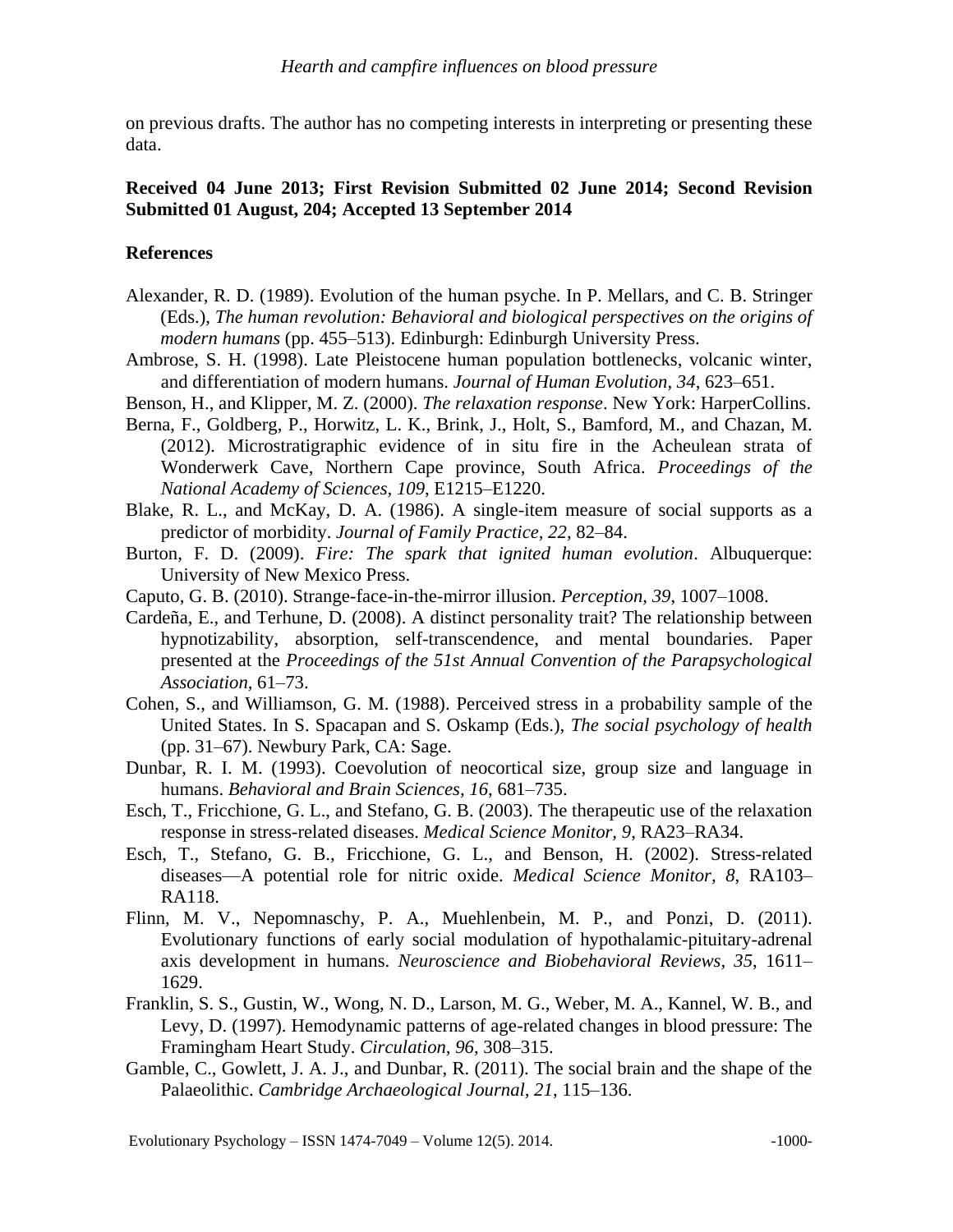on previous drafts. The author has no competing interests in interpreting or presenting these data.

**Received 04 June 2013; First Revision Submitted 02 June 2014; Second Revision Submitted 01 August, 204; Accepted 13 September 2014**

## References

Alexander, R. D. (1989). Evolution of the human psyche. In P. Mellars, and C. B. Stringer (Eds.), *The human revolution: Behavioral and biological perspectives on the origins of modern humans* (pp. 455–513). Edinburgh: Edinburgh University Press.

Ambrose, S. H. (1998). Late Pleistocene human population bottlenecks, volcanic winter, and differentiation of modern humans. *Journal of Human Evolution*, *34*, 623–651.

Benson, H., and Klipper, M. Z. (2000). *The relaxation response*. New York: HarperCollins.

Berna, F., Goldberg, P., Horwitz, L. K., Brink, J., Holt, S., Bamford, M., and Chazan, M. (2012). Microstratigraphic evidence of in situ fire in the Acheulean strata of Wonderwerk Cave, Northern Cape province, South Africa. *Proceedings of the National Academy of Sciences*, *109*, E1215–E1220.

Blake, R. L., and McKay, D. A. (1986). A single-item measure of social supports as a predictor of morbidity. *Journal of Family Practice, 22*, 82–84.

Burton, F. D. (2009). *Fire: The spark that ignited human evolution*. Albuquerque: University of New Mexico Press.

Caputo, G. B. (2010). Strange-face-in-the-mirror illusion. *Perception*, *39*, 1007–1008.

Cardeña, E., and Terhune, D. (2008). A distinct personality trait? The relationship between hypnotizability, absorption, self-transcendence, and mental boundaries. Paper presented at the *Proceedings of the 51st Annual Convention of the Parapsychological Association*, 61–73.

Cohen, S., and Williamson, G. M. (1988). Perceived stress in a probability sample of the United States. In S. Spacapan and S. Oskamp (Eds.), *The social psychology of health* (pp. 31–67). Newbury Park, CA: Sage.

Dunbar, R. I. M. (1993). Coevolution of neocortical size, group size and language in humans. *Behavioral and Brain Sciences, 16*, 681–735.

Esch, T., Fricchione, G. L., and Stefano, G. B. (2003). The therapeutic use of the relaxation response in stress-related diseases. *Medical Science Monitor, 9*, RA23–RA34.

Esch, T., Stefano, G. B., Fricchione, G. L., and Benson, H. (2002). Stress-related diseases—A potential role for nitric oxide. *Medical Science Monitor, 8*, RA103–RA118.

Flinn, M. V., Nepomnaschy, P. A., Muehlenbein, M. P., and Ponzi, D. (2011). Evolutionary functions of early social modulation of hypothalamic-pituitary-adrenal axis development in humans. *Neuroscience and Biobehavioral Reviews*, *35*, 1611–1629.

Franklin, S. S., Gustin, W., Wong, N. D., Larson, M. G., Weber, M. A., Kannel, W. B., and Levy, D. (1997). Hemodynamic patterns of age-related changes in blood pressure: The Framingham Heart Study. *Circulation*, *96*, 308–315.

Gamble, C., Gowlett, J. A. J., and Dunbar, R. (2011). The social brain and the shape of the Palaeolithic. *Cambridge Archaeological Journal*, *21*, 115–136.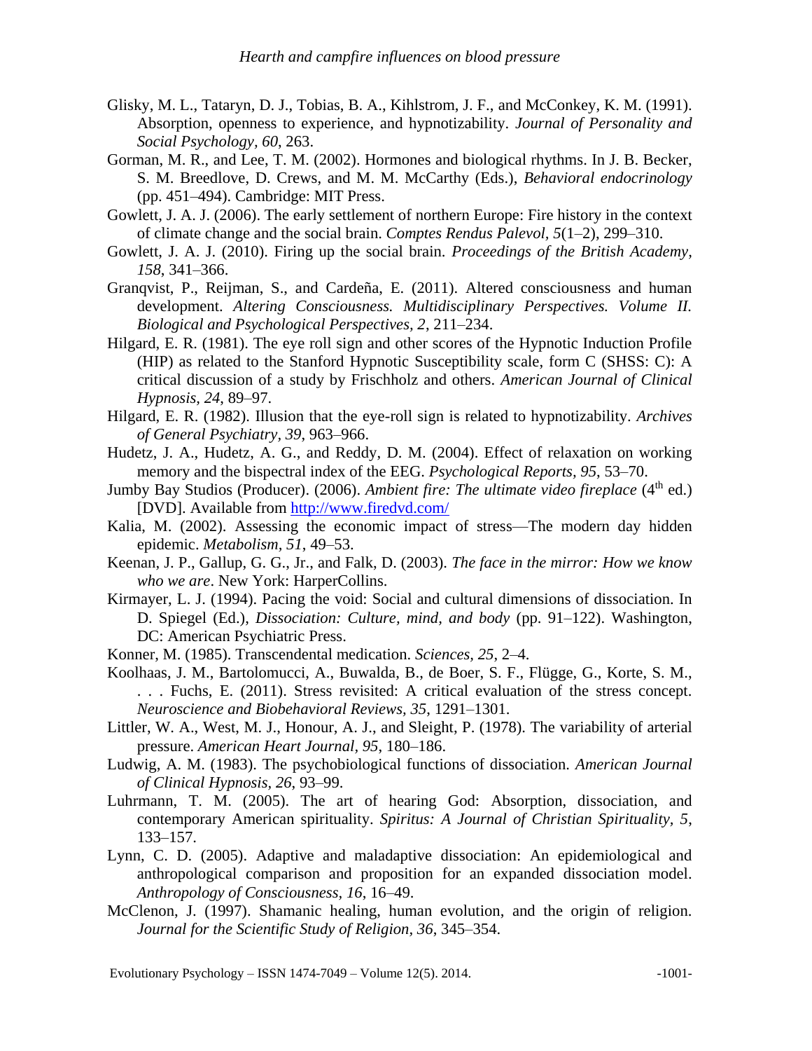Glisky, M. L., Tataryn, D. J., Tobias, B. A., Kihlstrom, J. F., and McConkey, K. M. (1991). Absorption, openness to experience, and hypnotizability. *Journal of Personality and Social Psychology, 60*, 263.

Gorman, M. R., and Lee, T. M. (2002). Hormones and biological rhythms. In J. B. Becker, S. M. Breedlove, D. Crews, and M. M. McCarthy (Eds.), *Behavioral endocrinology* (pp. 451–494). Cambridge: MIT Press.

Gowlett, J. A. J. (2006). The early settlement of northern Europe: Fire history in the context of climate change and the social brain. *Comptes Rendus Palevol, 5*(1–2), 299–310.

Gowlett, J. A. J. (2010). Firing up the social brain. *Proceedings of the British Academy, 158*, 341–366.

Granqvist, P., Reijman, S., and Cardeña, E. (2011). Altered consciousness and human development. *Altering Consciousness. Multidisciplinary Perspectives. Volume II. Biological and Psychological Perspectives, 2*, 211–234.

Hilgard, E. R. (1981). The eye roll sign and other scores of the Hypnotic Induction Profile (HIP) as related to the Stanford Hypnotic Susceptibility scale, form C (SHSS: C): A critical discussion of a study by Frischholz and others. *American Journal of Clinical Hypnosis, 24*, 89–97.

Hilgard, E. R. (1982). Illusion that the eye-roll sign is related to hypnotizability. *Archives of General Psychiatry, 39*, 963–966.

Hudetz, J. A., Hudetz, A. G., and Reddy, D. M. (2004). Effect of relaxation on working memory and the bispectral index of the EEG. *Psychological Reports, 95*, 53–70.

Jumby Bay Studios (Producer). (2006). *Ambient fire: The ultimate video fireplace* (4th ed.) [DVD]. Available from http://www.firedvd.com/

Kalia, M. (2002). Assessing the economic impact of stress—The modern day hidden epidemic. *Metabolism, 51*, 49–53.

Keenan, J. P., Gallup, G. G., Jr., and Falk, D. (2003). *The face in the mirror: How we know who we are*. New York: HarperCollins.

Kirmayer, L. J. (1994). Pacing the void: Social and cultural dimensions of dissociation. In D. Spiegel (Ed.), *Dissociation: Culture, mind, and body* (pp. 91–122). Washington, DC: American Psychiatric Press.

Konner, M. (1985). Transcendental medication. *Sciences, 25*, 2–4.

Koolhaas, J. M., Bartolomucci, A., Buwalda, B., de Boer, S. F., Flügge, G., Korte, S. M., . . . Fuchs, E. (2011). Stress revisited: A critical evaluation of the stress concept. *Neuroscience and Biobehavioral Reviews, 35*, 1291–1301.

Littler, W. A., West, M. J., Honour, A. J., and Sleight, P. (1978). The variability of arterial pressure. *American Heart Journal, 95*, 180–186.

Ludwig, A. M. (1983). The psychobiological functions of dissociation. *American Journal of Clinical Hypnosis, 26*, 93–99.

Luhrmann, T. M. (2005). The art of hearing God: Absorption, dissociation, and contemporary American spirituality. *Spiritus: A Journal of Christian Spirituality, 5*, 133–157.

Lynn, C. D. (2005). Adaptive and maladaptive dissociation: An epidemiological and anthropological comparison and proposition for an expanded dissociation model. *Anthropology of Consciousness, 16*, 16–49.

McClenon, J. (1997). Shamanic healing, human evolution, and the origin of religion. *Journal for the Scientific Study of Religion, 36*, 345–354.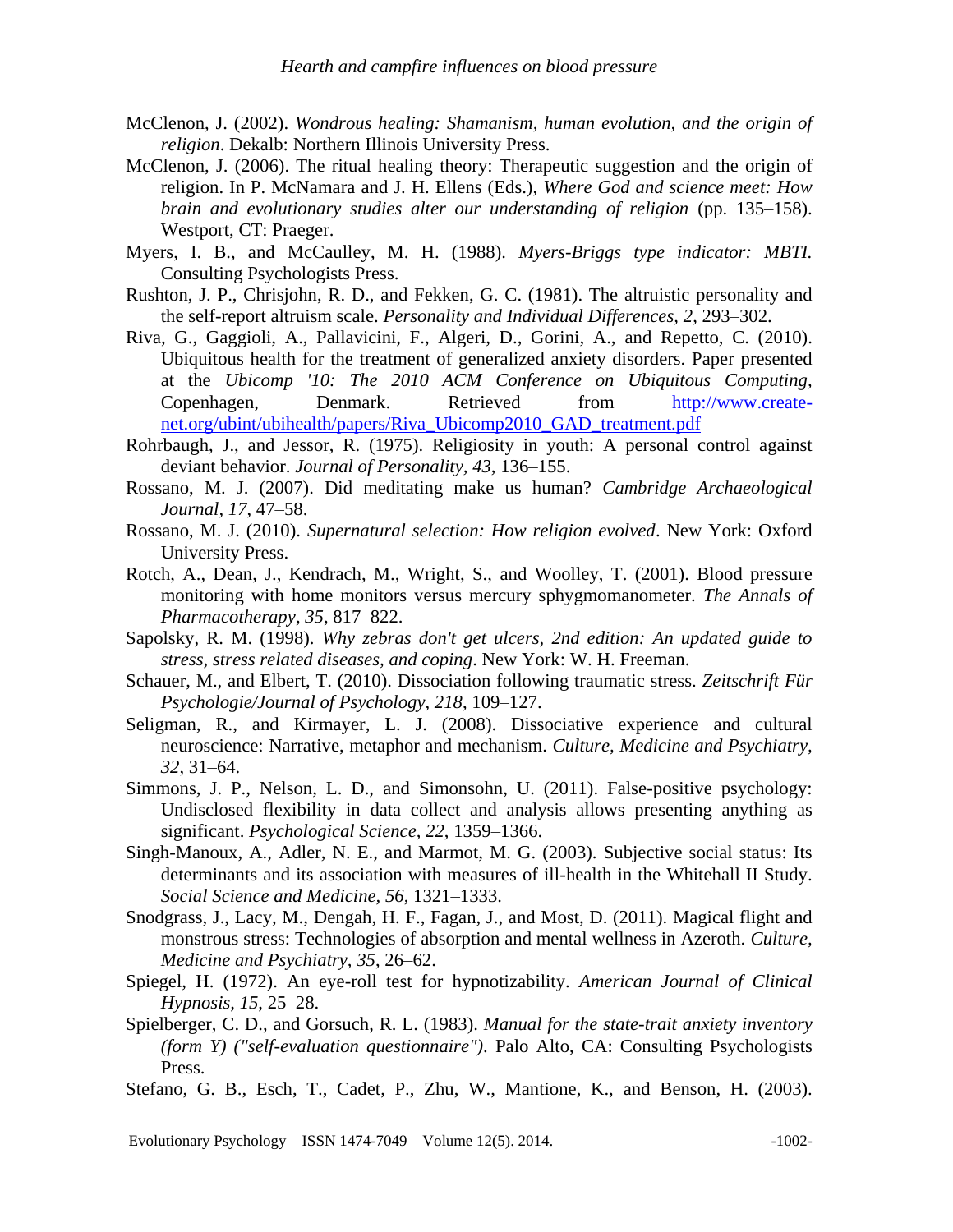McClenon, J. (2002). *Wondrous healing: Shamanism, human evolution, and the origin of religion*. Dekalb: Northern Illinois University Press.

McClenon, J. (2006). The ritual healing theory: Therapeutic suggestion and the origin of religion. In P. McNamara and J. H. Ellens (Eds.), *Where God and science meet: How brain and evolutionary studies alter our understanding of religion* (pp. 135–158). Westport, CT: Praeger.

Myers, I. B., and McCaulley, M. H. (1988). *Myers-Briggs type indicator: MBTI.* Consulting Psychologists Press.

Rushton, J. P., Chrisjohn, R. D., and Fekken, G. C. (1981). The altruistic personality and the self-report altruism scale. *Personality and Individual Differences, 2*, 293–302.

Riva, G., Gaggioli, A., Pallavicini, F., Algeri, D., Gorini, A., and Repetto, C. (2010). Ubiquitous health for the treatment of generalized anxiety disorders. Paper presented at the *Ubicomp '10: The 2010 ACM Conference on Ubiquitous Computing*, Copenhagen, Denmark. Retrieved from http://www.create-net.org/ubint/ubihealth/papers/Riva_Ubicomp2010_GAD_treatment.pdf

Rohrbaugh, J., and Jessor, R. (1975). Religiosity in youth: A personal control against deviant behavior. *Journal of Personality, 43*, 136–155.

Rossano, M. J. (2007). Did meditating make us human? *Cambridge Archaeological Journal*, *17*, 47–58.

Rossano, M. J. (2010). *Supernatural selection: How religion evolved*. New York: Oxford University Press.

Rotch, A., Dean, J., Kendrach, M., Wright, S., and Woolley, T. (2001). Blood pressure monitoring with home monitors versus mercury sphygmomanometer. *The Annals of Pharmacotherapy, 35*, 817–822.

Sapolsky, R. M. (1998). *Why zebras don't get ulcers, 2nd edition: An updated guide to stress, stress related diseases, and coping*. New York: W. H. Freeman.

Schauer, M., and Elbert, T. (2010). Dissociation following traumatic stress. *Zeitschrift Für Psychologie/Journal of Psychology*, *218*, 109–127.

Seligman, R., and Kirmayer, L. J. (2008). Dissociative experience and cultural neuroscience: Narrative, metaphor and mechanism. *Culture, Medicine and Psychiatry, 32*, 31–64.

Simmons, J. P., Nelson, L. D., and Simonsohn, U. (2011). False-positive psychology: Undisclosed flexibility in data collect and analysis allows presenting anything as significant. *Psychological Science, 22*, 1359–1366.

Singh-Manoux, A., Adler, N. E., and Marmot, M. G. (2003). Subjective social status: Its determinants and its association with measures of ill-health in the Whitehall II Study. *Social Science and Medicine, 56*, 1321–1333.

Snodgrass, J., Lacy, M., Dengah, H. F., Fagan, J., and Most, D. (2011). Magical flight and monstrous stress: Technologies of absorption and mental wellness in Azeroth. *Culture, Medicine and Psychiatry, 35*, 26–62.

Spiegel, H. (1972). An eye-roll test for hypnotizability. *American Journal of Clinical Hypnosis, 15*, 25–28.

Spielberger, C. D., and Gorsuch, R. L. (1983). *Manual for the state-trait anxiety inventory (form Y) ("self-evaluation questionnaire")*. Palo Alto, CA: Consulting Psychologists Press.

Stefano, G. B., Esch, T., Cadet, P., Zhu, W., Mantione, K., and Benson, H. (2003).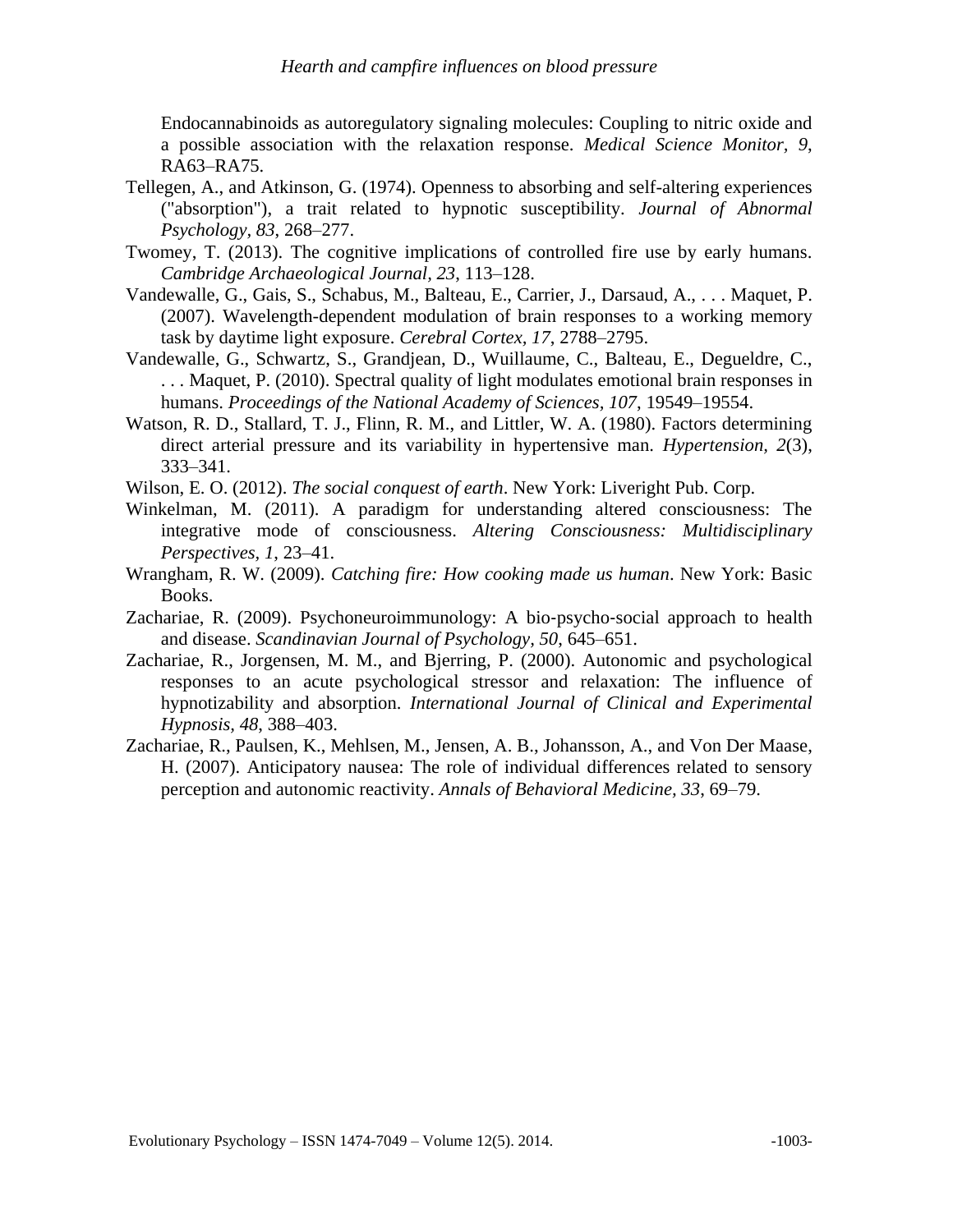Endocannabinoids as autoregulatory signaling molecules: Coupling to nitric oxide and a possible association with the relaxation response. *Medical Science Monitor, 9*, RA63–RA75.

Tellegen, A., and Atkinson, G. (1974). Openness to absorbing and self-altering experiences ("absorption"), a trait related to hypnotic susceptibility. *Journal of Abnormal Psychology, 83*, 268–277.

Twomey, T. (2013). The cognitive implications of controlled fire use by early humans. *Cambridge Archaeological Journal, 23*, 113–128.

Vandewalle, G., Gais, S., Schabus, M., Balteau, E., Carrier, J., Darsaud, A., . . . Maquet, P. (2007). Wavelength-dependent modulation of brain responses to a working memory task by daytime light exposure. *Cerebral Cortex, 17*, 2788–2795.

Vandewalle, G., Schwartz, S., Grandjean, D., Wuillaume, C., Balteau, E., Degueldre, C., . . . Maquet, P. (2010). Spectral quality of light modulates emotional brain responses in humans. *Proceedings of the National Academy of Sciences, 107*, 19549–19554.

Watson, R. D., Stallard, T. J., Flinn, R. M., and Littler, W. A. (1980). Factors determining direct arterial pressure and its variability in hypertensive man. *Hypertension, 2*(3), 333–341.

Wilson, E. O. (2012). *The social conquest of earth*. New York: Liveright Pub. Corp.

Winkelman, M. (2011). A paradigm for understanding altered consciousness: The integrative mode of consciousness. *Altering Consciousness: Multidisciplinary Perspectives, 1*, 23–41.

Wrangham, R. W. (2009). *Catching fire: How cooking made us human*. New York: Basic Books.

Zachariae, R. (2009). Psychoneuroimmunology: A bio-psycho-social approach to health and disease. *Scandinavian Journal of Psychology, 50*, 645–651.

Zachariae, R., Jorgensen, M. M., and Bjerring, P. (2000). Autonomic and psychological responses to an acute psychological stressor and relaxation: The influence of hypnotizability and absorption. *International Journal of Clinical and Experimental Hypnosis, 48*, 388–403.

Zachariae, R., Paulsen, K., Mehlsen, M., Jensen, A. B., Johansson, A., and Von Der Maase, H. (2007). Anticipatory nausea: The role of individual differences related to sensory perception and autonomic reactivity. *Annals of Behavioral Medicine, 33*, 69–79.